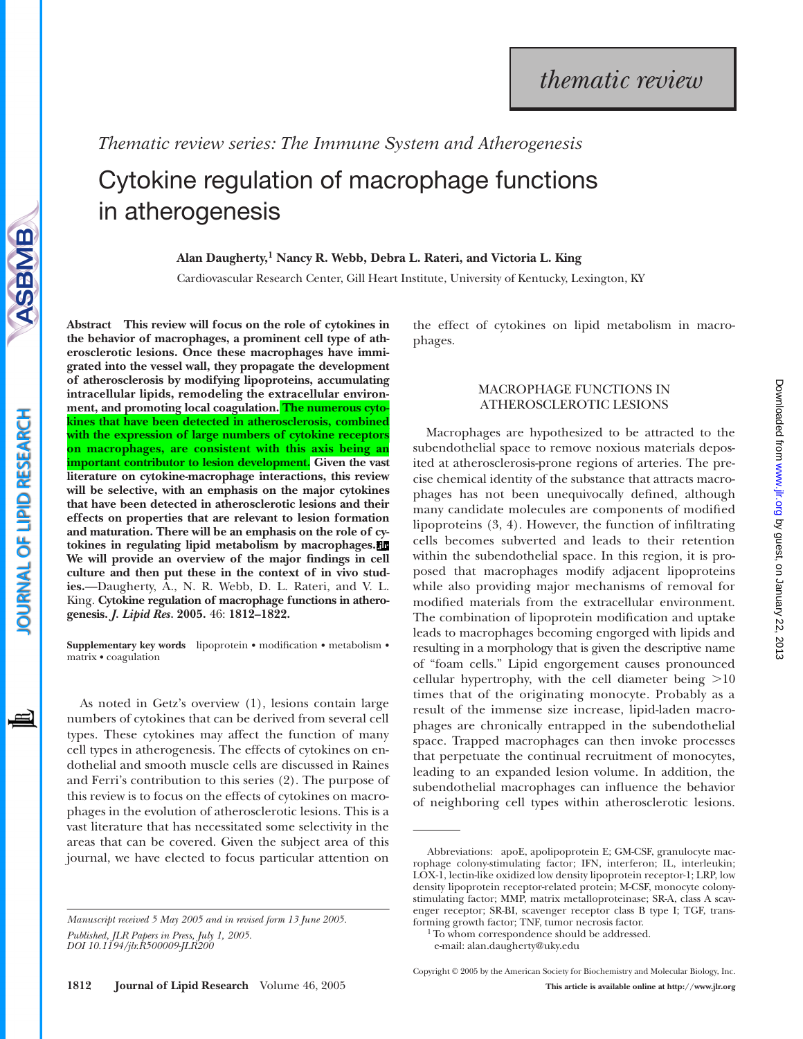*thematic review*

*Thematic review series: The Immune System and Atherogenesis*

# Cytokine regulation of macrophage functions in atherogenesis

**Alan Daugherty,[1] Nancy R. Webb, Debra L. Rateri, and Victoria L. King**

Cardiovascular Research Center, Gill Heart Institute, University of Kentucky, Lexington, KY

**Abstract This review will focus on the role of cytokines in the behavior of macrophages, a prominent cell type of atherosclerotic lesions. Once these macrophages have immigrated into the vessel wall, they propagate the development of atherosclerosis by modifying lipoproteins, accumulating intracellular lipids, remodeling the extracellular environment, and promoting local coagulation. The numerous cytokines that have been detected in atherosclerosis, combined with the expression of large numbers of cytokine receptors on macrophages, are consistent with this axis being an important contributor to lesion development. Given the vast literature on cytokine-macrophage interactions, this review will be selective, with an emphasis on the major cytokines that have been detected in atherosclerotic lesions and their effects on properties that are relevant to lesion formation and maturation. There will be an emphasis on the role of cytokines in regulating lipid metabolism by macrophages. We will provide an overview of the major findings in cell culture and then put these in the context of in vivo studies.**—Daugherty, A., N. R. Webb, D. L. Rateri, and V. L. King. **Cytokine regulation of macrophage functions in atherogenesis.** ***J. Lipid Res.*** **2005.** **46: 1812–1822.**

**Supplementary key words** lipoprotein • modification • metabolism • matrix • coagulation

As noted in Getz's overview (1), lesions contain large numbers of cytokines that can be derived from several cell types. These cytokines may affect the function of many cell types in atherogenesis. The effects of cytokines on endothelial and smooth muscle cells are discussed in Raines and Ferri's contribution to this series (2). The purpose of this review is to focus on the effects of cytokines on macrophages in the evolution of atherosclerotic lesions. This is a vast literature that has necessitated some selectivity in the areas that can be covered. Given the subject area of this journal, we have elected to focus particular attention on the effect of cytokines on lipid metabolism in macrophages.

## MACROPHAGE FUNCTIONS IN ATHEROSCLEROTIC LESIONS

Macrophages are hypothesized to be attracted to the subendothelial space to remove noxious materials deposited at atherosclerosis-prone regions of arteries. The precise chemical identity of the substance that attracts macrophages has not been unequivocally defined, although many candidate molecules are components of modified lipoproteins (3, 4). However, the function of infiltrating cells becomes subverted and leads to their retention within the subendothelial space. In this region, it is proposed that macrophages modify adjacent lipoproteins while also providing major mechanisms of removal for modified materials from the extracellular environment. The combination of lipoprotein modification and uptake leads to macrophages becoming engorged with lipids and resulting in a morphology that is given the descriptive name of "foam cells." Lipid engorgement causes pronounced cellular hypertrophy, with the cell diameter being >10 times that of the originating monocyte. Probably as a result of the immense size increase, lipid-laden macrophages are chronically entrapped in the subendothelial space. Trapped macrophages can then invoke processes that perpetuate the continual recruitment of monocytes, leading to an expanded lesion volume. In addition, the subendothelial macrophages can influence the behavior of neighboring cell types within atherosclerotic lesions.

Manuscript received 5 May 2005 and in revised form 13 June 2005.
Published, JLR Papers in Press, July 1, 2005.
DOI 10.1194/jlr.R500009-JLR200

Abbreviations: apoE, apolipoprotein E; GM-CSF, granulocyte macrophage colony-stimulating factor; IFN, interferon; IL, interleukin; LOX-1, lectin-like oxidized low density lipoprotein receptor-1; LRP, low density lipoprotein receptor-related protein; M-CSF, monocyte colony-stimulating factor; MMP, matrix metalloproteinase; SR-A, class A scavenger receptor; SR-BI, scavenger receptor class B type I; TGF, transforming growth factor; TNF, tumor necrosis factor.

[1] To whom correspondence should be addressed.
e-mail: alan.daugherty@uky.edu

Copyright © 2005 by the American Society for Biochemistry and Molecular Biology, Inc.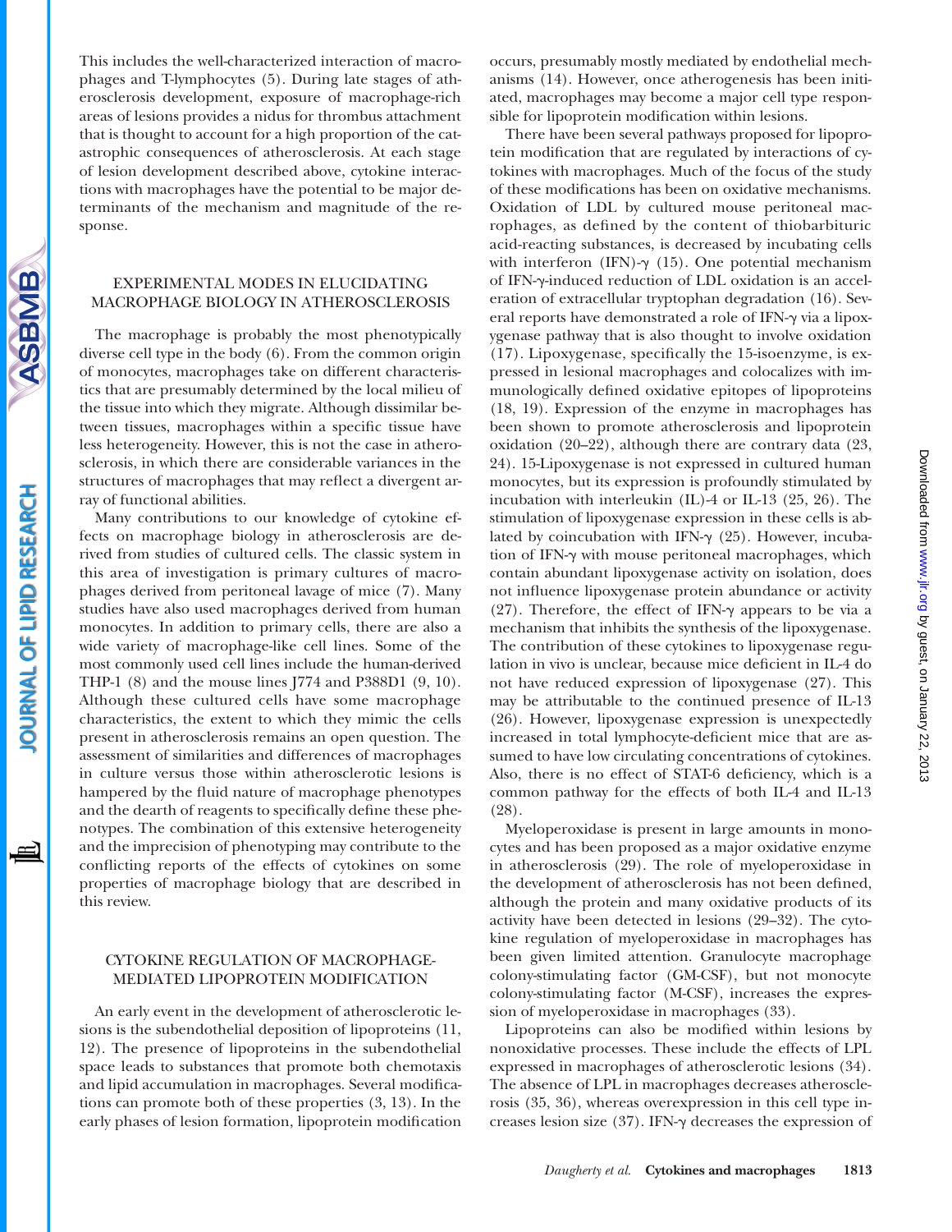This includes the well-characterized interaction of macrophages and T-lymphocytes (5). During late stages of atherosclerosis development, exposure of macrophage-rich areas of lesions provides a nidus for thrombus attachment that is thought to account for a high proportion of the catastrophic consequences of atherosclerosis. At each stage of lesion development described above, cytokine interactions with macrophages have the potential to be major determinants of the mechanism and magnitude of the response.

## EXPERIMENTAL MODES IN ELUCIDATING MACROPHAGE BIOLOGY IN ATHEROSCLEROSIS

The macrophage is probably the most phenotypically diverse cell type in the body (6). From the common origin of monocytes, macrophages take on different characteristics that are presumably determined by the local milieu of the tissue into which they migrate. Although dissimilar between tissues, macrophages within a specific tissue have less heterogeneity. However, this is not the case in atherosclerosis, in which there are considerable variances in the structures of macrophages that may reflect a divergent array of functional abilities.

Many contributions to our knowledge of cytokine effects on macrophage biology in atherosclerosis are derived from studies of cultured cells. The classic system in this area of investigation is primary cultures of macrophages derived from peritoneal lavage of mice (7). Many studies have also used macrophages derived from human monocytes. In addition to primary cells, there are also a wide variety of macrophage-like cell lines. Some of the most commonly used cell lines include the human-derived THP-1 (8) and the mouse lines J774 and P388D1 (9, 10). Although these cultured cells have some macrophage characteristics, the extent to which they mimic the cells present in atherosclerosis remains an open question. The assessment of similarities and differences of macrophages in culture versus those within atherosclerotic lesions is hampered by the fluid nature of macrophage phenotypes and the dearth of reagents to specifically define these phenotypes. The combination of this extensive heterogeneity and the imprecision of phenotyping may contribute to the conflicting reports of the effects of cytokines on some properties of macrophage biology that are described in this review.

## CYTOKINE REGULATION OF MACROPHAGE-MEDIATED LIPOPROTEIN MODIFICATION

An early event in the development of atherosclerotic lesions is the subendothelial deposition of lipoproteins (11, 12). The presence of lipoproteins in the subendothelial space leads to substances that promote both chemotaxis and lipid accumulation in macrophages. Several modifications can promote both of these properties (3, 13). In the early phases of lesion formation, lipoprotein modification occurs, presumably mostly mediated by endothelial mechanisms (14). However, once atherogenesis has been initiated, macrophages may become a major cell type responsible for lipoprotein modification within lesions.

There have been several pathways proposed for lipoprotein modification that are regulated by interactions of cytokines with macrophages. Much of the focus of the study of these modifications has been on oxidative mechanisms. Oxidation of LDL by cultured mouse peritoneal macrophages, as defined by the content of thiobarbituric acid-reacting substances, is decreased by incubating cells with interferon (IFN)-γ (15). One potential mechanism of IFN-γ-induced reduction of LDL oxidation is an acceleration of extracellular tryptophan degradation (16). Several reports have demonstrated a role of IFN-γ via a lipoxygenase pathway that is also thought to involve oxidation (17). Lipoxygenase, specifically the 15-isoenzyme, is expressed in lesional macrophages and colocalizes with immunologically defined oxidative epitopes of lipoproteins (18, 19). Expression of the enzyme in macrophages has been shown to promote atherosclerosis and lipoprotein oxidation (20–22), although there are contrary data (23, 24). 15-Lipoxygenase is not expressed in cultured human monocytes, but its expression is profoundly stimulated by incubation with interleukin (IL)-4 or IL-13 (25, 26). The stimulation of lipoxygenase expression in these cells is ablated by coincubation with IFN-γ (25). However, incubation of IFN-γ with mouse peritoneal macrophages, which contain abundant lipoxygenase activity on isolation, does not influence lipoxygenase protein abundance or activity (27). Therefore, the effect of IFN-γ appears to be via a mechanism that inhibits the synthesis of the lipoxygenase. The contribution of these cytokines to lipoxygenase regulation in vivo is unclear, because mice deficient in IL-4 do not have reduced expression of lipoxygenase (27). This may be attributable to the continued presence of IL-13 (26). However, lipoxygenase expression is unexpectedly increased in total lymphocyte-deficient mice that are assumed to have low circulating concentrations of cytokines. Also, there is no effect of STAT-6 deficiency, which is a common pathway for the effects of both IL-4 and IL-13 (28).

Myeloperoxidase is present in large amounts in monocytes and has been proposed as a major oxidative enzyme in atherosclerosis (29). The role of myeloperoxidase in the development of atherosclerosis has not been defined, although the protein and many oxidative products of its activity have been detected in lesions (29–32). The cytokine regulation of myeloperoxidase in macrophages has been given limited attention. Granulocyte macrophage colony-stimulating factor (GM-CSF), but not monocyte colony-stimulating factor (M-CSF), increases the expression of myeloperoxidase in macrophages (33).

Lipoproteins can also be modified within lesions by nonoxidative processes. These include the effects of LPL expressed in macrophages of atherosclerotic lesions (34). The absence of LPL in macrophages decreases atherosclerosis (35, 36), whereas overexpression in this cell type increases lesion size (37). IFN-γ decreases the expression of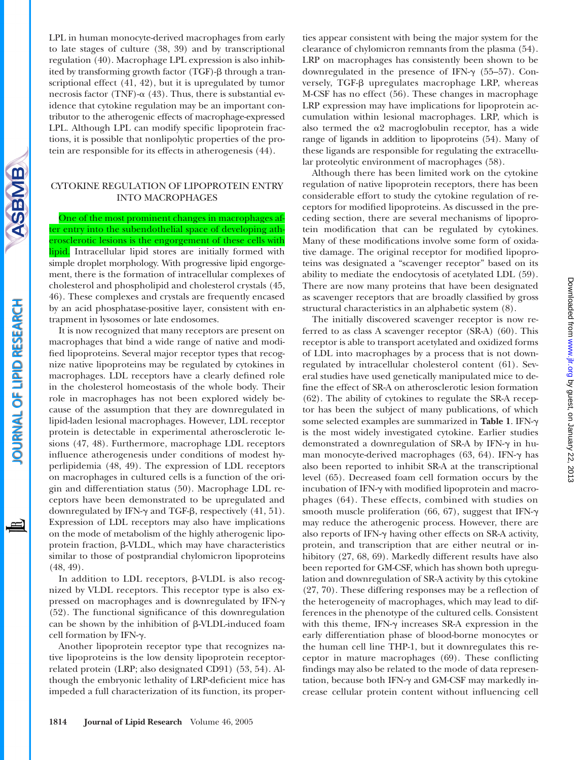LPL in human monocyte-derived macrophages from early to late stages of culture (38, 39) and by transcriptional regulation (40). Macrophage LPL expression is also inhibited by transforming growth factor (TGF)-β through a transcriptional effect (41, 42), but it is upregulated by tumor necrosis factor (TNF)-α (43). Thus, there is substantial evidence that cytokine regulation may be an important contributor to the atherogenic effects of macrophage-expressed LPL. Although LPL can modify specific lipoprotein fractions, it is possible that nonlipolytic properties of the protein are responsible for its effects in atherogenesis (44).

## CYTOKINE REGULATION OF LIPOPROTEIN ENTRY INTO MACROPHAGES

One of the most prominent changes in macrophages after entry into the subendothelial space of developing atherosclerotic lesions is the engorgement of these cells with lipid. Intracellular lipid stores are initially formed with simple droplet morphology. With progressive lipid engorgement, there is the formation of intracellular complexes of cholesterol and phospholipid and cholesterol crystals (45, 46). These complexes and crystals are frequently encased by an acid phosphatase-positive layer, consistent with entrapment in lysosomes or late endosomes.

It is now recognized that many receptors are present on macrophages that bind a wide range of native and modified lipoproteins. Several major receptor types that recognize native lipoproteins may be regulated by cytokines in macrophages. LDL receptors have a clearly defined role in the cholesterol homeostasis of the whole body. Their role in macrophages has not been explored widely because of the assumption that they are downregulated in lipid-laden lesional macrophages. However, LDL receptor protein is detectable in experimental atherosclerotic lesions (47, 48). Furthermore, macrophage LDL receptors influence atherogenesis under conditions of modest hyperlipidemia (48, 49). The expression of LDL receptors on macrophages in cultured cells is a function of the origin and differentiation status (50). Macrophage LDL receptors have been demonstrated to be upregulated and downregulated by IFN-γ and TGF-β, respectively (41, 51). Expression of LDL receptors may also have implications on the mode of metabolism of the highly atherogenic lipoprotein fraction, β-VLDL, which may have characteristics similar to those of postprandial chylomicron lipoproteins (48, 49).

In addition to LDL receptors, β-VLDL is also recognized by VLDL receptors. This receptor type is also expressed on macrophages and is downregulated by IFN-γ (52). The functional significance of this downregulation can be shown by the inhibition of β-VLDL-induced foam cell formation by IFN-γ.

Another lipoprotein receptor type that recognizes native lipoproteins is the low density lipoprotein receptor-related protein (LRP; also designated CD91) (53, 54). Although the embryonic lethality of LRP-deficient mice has impeded a full characterization of its function, its properties appear consistent with being the major system for the clearance of chylomicron remnants from the plasma (54). LRP on macrophages has consistently been shown to be downregulated in the presence of IFN-γ (55–57). Conversely, TGF-β upregulates macrophage LRP, whereas M-CSF has no effect (56). These changes in macrophage LRP expression may have implications for lipoprotein accumulation within lesional macrophages. LRP, which is also termed the α2 macroglobulin receptor, has a wide range of ligands in addition to lipoproteins (54). Many of these ligands are responsible for regulating the extracellular proteolytic environment of macrophages (58).

Although there has been limited work on the cytokine regulation of native lipoprotein receptors, there has been considerable effort to study the cytokine regulation of receptors for modified lipoproteins. As discussed in the preceding section, there are several mechanisms of lipoprotein modification that can be regulated by cytokines. Many of these modifications involve some form of oxidative damage. The original receptor for modified lipoproteins was designated a "scavenger receptor" based on its ability to mediate the endocytosis of acetylated LDL (59). There are now many proteins that have been designated as scavenger receptors that are broadly classified by gross structural characteristics in an alphabetic system (8).

The initially discovered scavenger receptor is now referred to as class A scavenger receptor (SR-A) (60). This receptor is able to transport acetylated and oxidized forms of LDL into macrophages by a process that is not downregulated by intracellular cholesterol content (61). Several studies have used genetically manipulated mice to define the effect of SR-A on atherosclerotic lesion formation (62). The ability of cytokines to regulate the SR-A receptor has been the subject of many publications, of which some selected examples are summarized in **Table 1**. IFN-γ is the most widely investigated cytokine. Earlier studies demonstrated a downregulation of SR-A by IFN-γ in human monocyte-derived macrophages (63, 64). IFN-γ has also been reported to inhibit SR-A at the transcriptional level (65). Decreased foam cell formation occurs by the incubation of IFN-γ with modified lipoprotein and macrophages (64). These effects, combined with studies on smooth muscle proliferation (66, 67), suggest that IFN-γ may reduce the atherogenic process. However, there are also reports of IFN-γ having other effects on SR-A activity, protein, and transcription that are either neutral or inhibitory (27, 68, 69). Markedly different results have also been reported for GM-CSF, which has shown both upregulation and downregulation of SR-A activity by this cytokine (27, 70). These differing responses may be a reflection of the heterogeneity of macrophages, which may lead to differences in the phenotype of the cultured cells. Consistent with this theme, IFN-γ increases SR-A expression in the early differentiation phase of blood-borne monocytes or the human cell line THP-1, but it downregulates this receptor in mature macrophages (69). These conflicting findings may also be related to the mode of data representation, because both IFN-γ and GM-CSF may markedly increase cellular protein content without influencing cell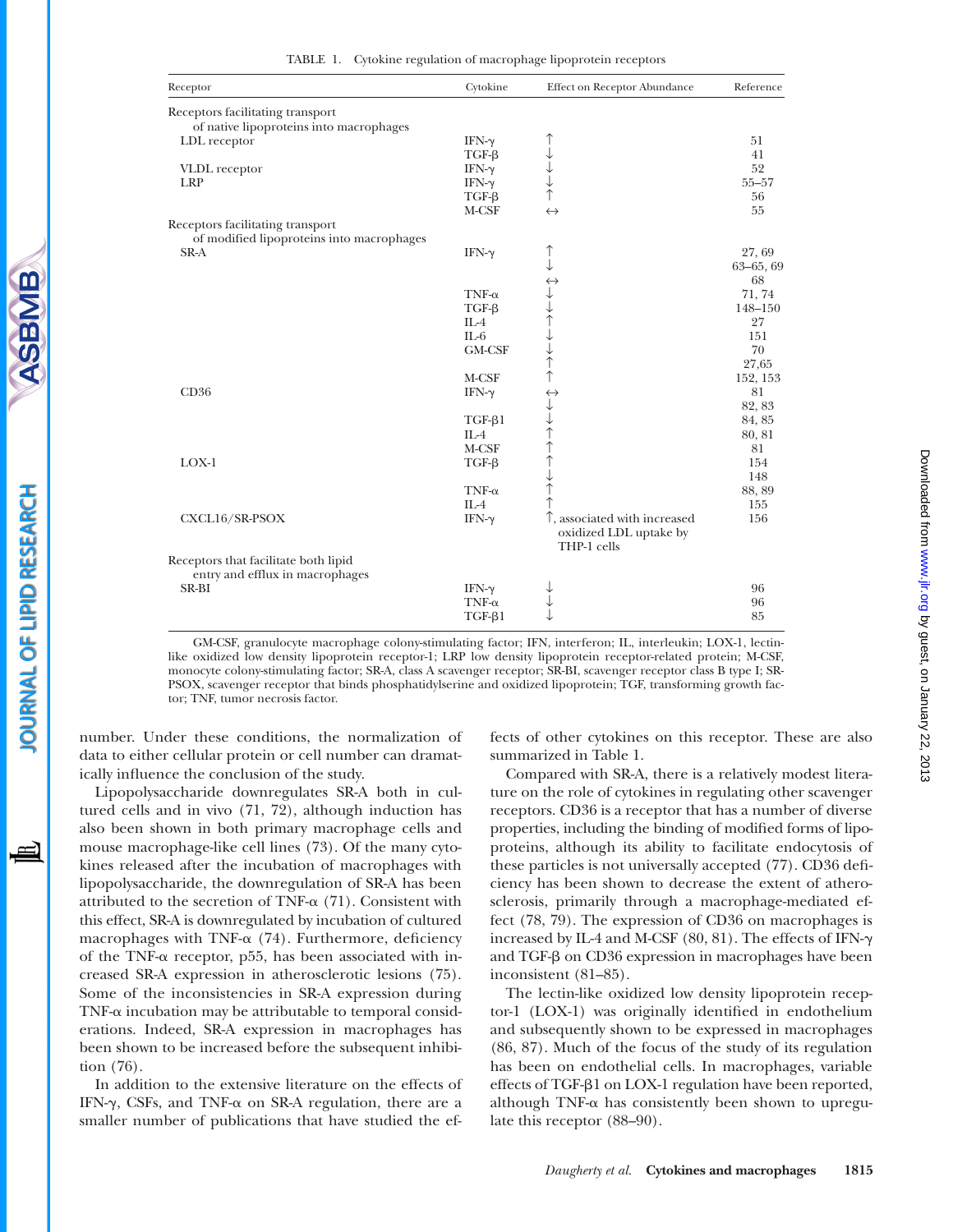TABLE 1. Cytokine regulation of macrophage lipoprotein receptors

| Receptor | Cytokine | Effect on Receptor Abundance | Reference |
|---|---|---|---|
| Receptors facilitating transport of native lipoproteins into macrophages | | | |
| LDL receptor | IFN-γ | ↑ | 51 |
| | TGF-β | ↓ | 41 |
| VLDL receptor | IFN-γ | ↓ | 52 |
| LRP | IFN-γ | ↓ | 55–57 |
| | TGF-β | ↑ | 56 |
| | M-CSF | ↔ | 55 |
| Receptors facilitating transport of modified lipoproteins into macrophages | | | |
| SR-A | IFN-γ | ↑ | 27, 69 |
| | | ↓ | 63–65, 69 |
| | | ↔ | 68 |
| | TNF-α | ↓ | 71, 74 |
| | TGF-β | ↓ | 148–150 |
| | IL-4 | ↑ | 27 |
| | IL-6 | ↓ | 151 |
| | GM-CSF | ↓ | 70 |
| | | ↑ | 27,65 |
| | M-CSF | ↑ | 152, 153 |
| CD36 | IFN-γ | ↔ | 81 |
| | | ↓ | 82, 83 |
| | TGF-β1 | ↓ | 84, 85 |
| | IL-4 | ↑ | 80, 81 |
| | M-CSF | ↑ | 81 |
| LOX-1 | TGF-β | ↑ | 154 |
| | | ↓ | 148 |
| | TNF-α | ↑ | 88, 89 |
| | IL-4 | ↑ | 155 |
| CXCL16/SR-PSOX | IFN-γ | ↑, associated with increased oxidized LDL uptake by THP-1 cells | 156 |
| Receptors that facilitate both lipid entry and efflux in macrophages | | | |
| SR-BI | IFN-γ | ↓ | 96 |
| | TNF-α | ↓ | 96 |
| | TGF-β1 | ↓ | 85 |

GM-CSF, granulocyte macrophage colony-stimulating factor; IFN, interferon; IL, interleukin; LOX-1, lectin-like oxidized low density lipoprotein receptor-1; LRP low density lipoprotein receptor-related protein; M-CSF, monocyte colony-stimulating factor; SR-A, class A scavenger receptor; SR-BI, scavenger receptor class B type I; SR-PSOX, scavenger receptor that binds phosphatidylserine and oxidized lipoprotein; TGF, transforming growth factor; TNF, tumor necrosis factor.

number. Under these conditions, the normalization of data to either cellular protein or cell number can dramatically influence the conclusion of the study.

Lipopolysaccharide downregulates SR-A both in cultured cells and in vivo (71, 72), although induction has also been shown in both primary macrophage cells and mouse macrophage-like cell lines (73). Of the many cytokines released after the incubation of macrophages with lipopolysaccharide, the downregulation of SR-A has been attributed to the secretion of TNF-α (71). Consistent with this effect, SR-A is downregulated by incubation of cultured macrophages with TNF-α (74). Furthermore, deficiency of the TNF-α receptor, p55, has been associated with increased SR-A expression in atherosclerotic lesions (75). Some of the inconsistencies in SR-A expression during TNF-α incubation may be attributable to temporal considerations. Indeed, SR-A expression in macrophages has been shown to be increased before the subsequent inhibition (76).

In addition to the extensive literature on the effects of IFN-γ, CSFs, and TNF-α on SR-A regulation, there are a smaller number of publications that have studied the effects of other cytokines on this receptor. These are also summarized in Table 1.

Compared with SR-A, there is a relatively modest literature on the role of cytokines in regulating other scavenger receptors. CD36 is a receptor that has a number of diverse properties, including the binding of modified forms of lipoproteins, although its ability to facilitate endocytosis of these particles is not universally accepted (77). CD36 deficiency has been shown to decrease the extent of atherosclerosis, primarily through a macrophage-mediated effect (78, 79). The expression of CD36 on macrophages is increased by IL-4 and M-CSF (80, 81). The effects of IFN-γ and TGF-β on CD36 expression in macrophages have been inconsistent (81–85).

The lectin-like oxidized low density lipoprotein receptor-1 (LOX-1) was originally identified in endothelium and subsequently shown to be expressed in macrophages (86, 87). Much of the focus of the study of its regulation has been on endothelial cells. In macrophages, variable effects of TGF-β1 on LOX-1 regulation have been reported, although TNF-α has consistently been shown to upregulate this receptor (88–90).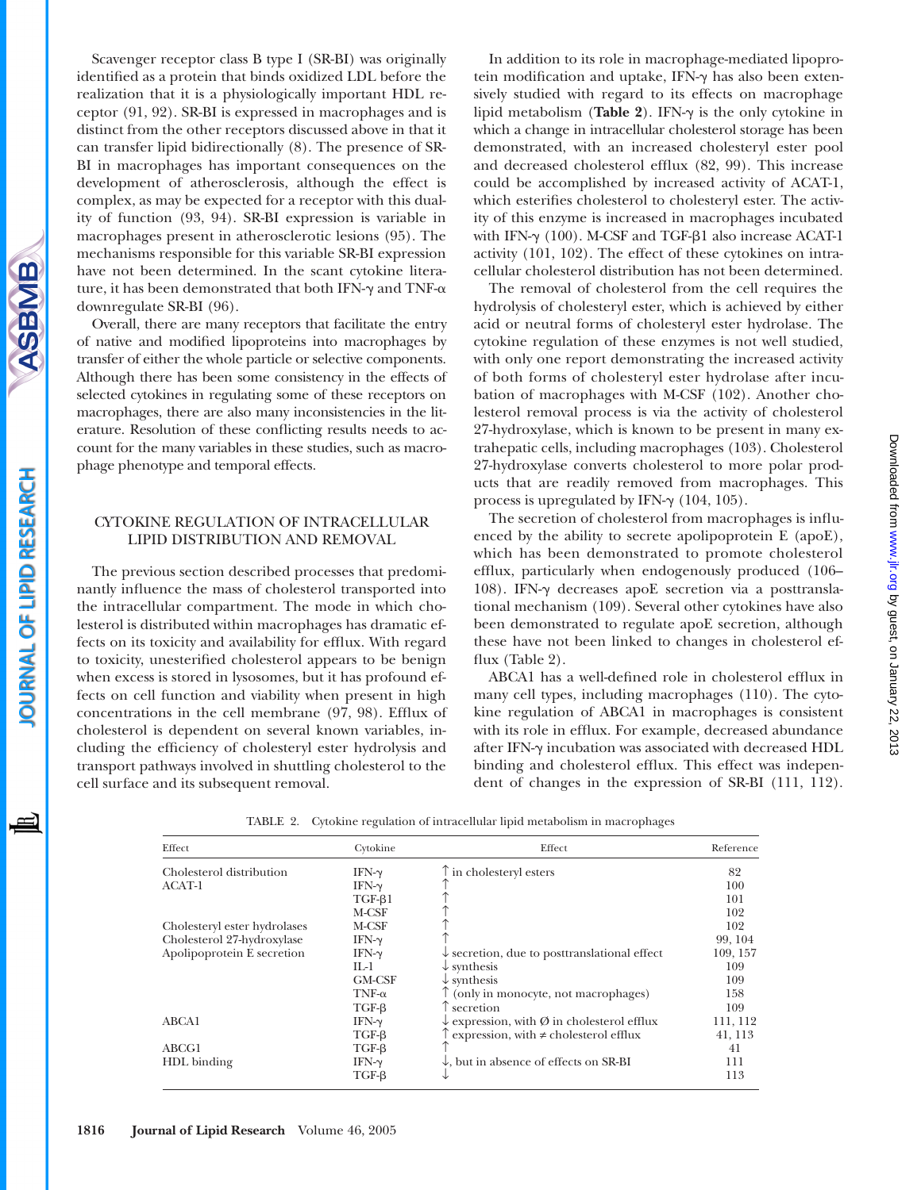Scavenger receptor class B type I (SR-BI) was originally identified as a protein that binds oxidized LDL before the realization that it is a physiologically important HDL receptor (91, 92). SR-BI is expressed in macrophages and is distinct from the other receptors discussed above in that it can transfer lipid bidirectionally (8). The presence of SR-BI in macrophages has important consequences on the development of atherosclerosis, although the effect is complex, as may be expected for a receptor with this duality of function (93, 94). SR-BI expression is variable in macrophages present in atherosclerotic lesions (95). The mechanisms responsible for this variable SR-BI expression have not been determined. In the scant cytokine literature, it has been demonstrated that both IFN-γ and TNF-α downregulate SR-BI (96).

Overall, there are many receptors that facilitate the entry of native and modified lipoproteins into macrophages by transfer of either the whole particle or selective components. Although there has been some consistency in the effects of selected cytokines in regulating some of these receptors on macrophages, there are also many inconsistencies in the literature. Resolution of these conflicting results needs to account for the many variables in these studies, such as macrophage phenotype and temporal effects.

## CYTOKINE REGULATION OF INTRACELLULAR LIPID DISTRIBUTION AND REMOVAL

The previous section described processes that predominantly influence the mass of cholesterol transported into the intracellular compartment. The mode in which cholesterol is distributed within macrophages has dramatic effects on its toxicity and availability for efflux. With regard to toxicity, unesterified cholesterol appears to be benign when excess is stored in lysosomes, but it has profound effects on cell function and viability when present in high concentrations in the cell membrane (97, 98). Efflux of cholesterol is dependent on several known variables, including the efficiency of cholesteryl ester hydrolysis and transport pathways involved in shuttling cholesterol to the cell surface and its subsequent removal.

In addition to its role in macrophage-mediated lipoprotein modification and uptake, IFN-γ has also been extensively studied with regard to its effects on macrophage lipid metabolism (**Table 2**). IFN-γ is the only cytokine in which a change in intracellular cholesterol storage has been demonstrated, with an increased cholesteryl ester pool and decreased cholesterol efflux (82, 99). This increase could be accomplished by increased activity of ACAT-1, which esterifies cholesterol to cholesteryl ester. The activity of this enzyme is increased in macrophages incubated with IFN-γ (100). M-CSF and TGF-β1 also increase ACAT-1 activity (101, 102). The effect of these cytokines on intracellular cholesterol distribution has not been determined.

The removal of cholesterol from the cell requires the hydrolysis of cholesteryl ester, which is achieved by either acid or neutral forms of cholesteryl ester hydrolase. The cytokine regulation of these enzymes is not well studied, with only one report demonstrating the increased activity of both forms of cholesteryl ester hydrolase after incubation of macrophages with M-CSF (102). Another cholesterol removal process is via the activity of cholesterol 27-hydroxylase, which is known to be present in many extrahepatic cells, including macrophages (103). Cholesterol 27-hydroxylase converts cholesterol to more polar products that are readily removed from macrophages. This process is upregulated by IFN-γ (104, 105).

The secretion of cholesterol from macrophages is influenced by the ability to secrete apolipoprotein E (apoE), which has been demonstrated to promote cholesterol efflux, particularly when endogenously produced (106–108). IFN-γ decreases apoE secretion via a posttranslational mechanism (109). Several other cytokines have also been demonstrated to regulate apoE secretion, although these have not been linked to changes in cholesterol efflux (Table 2).

ABCA1 has a well-defined role in cholesterol efflux in many cell types, including macrophages (110). The cytokine regulation of ABCA1 in macrophages is consistent with its role in efflux. For example, decreased abundance after IFN-γ incubation was associated with decreased HDL binding and cholesterol efflux. This effect was independent of changes in the expression of SR-BI (111, 112).

TABLE 2. Cytokine regulation of intracellular lipid metabolism in macrophages

| Effect | Cytokine | Effect | Reference |
|---|---|---|---|
| Cholesterol distribution | IFN-γ | ↑ in cholesteryl esters | 82 |
| ACAT-1 | IFN-γ | ↑ | 100 |
| | TGF-β1 | ↑ | 101 |
| | M-CSF | ↑ | 102 |
| Cholesteryl ester hydrolases | M-CSF | ↑ | 102 |
| Cholesterol 27-hydroxylase | IFN-γ | ↑ | 99, 104 |
| Apolipoprotein E secretion | IFN-γ | ↓ secretion, due to posttranslational effect | 109, 157 |
| | IL-1 | ↓ synthesis | 109 |
| | GM-CSF | ↓ synthesis | 109 |
| | TNF-α | ↑ (only in monocyte, not macrophages) | 158 |
| | TGF-β | ↑ secretion | 109 |
| ABCA1 | IFN-γ | ↓ expression, with Ø in cholesterol efflux | 111, 112 |
| | TGF-β | ↑ expression, with ≠ cholesterol efflux | 41, 113 |
| ABCG1 | TGF-β | ↑ | 41 |
| HDL binding | IFN-γ | ↓, but in absence of effects on SR-BI | 111 |
| | TGF-β | ↓ | 113 |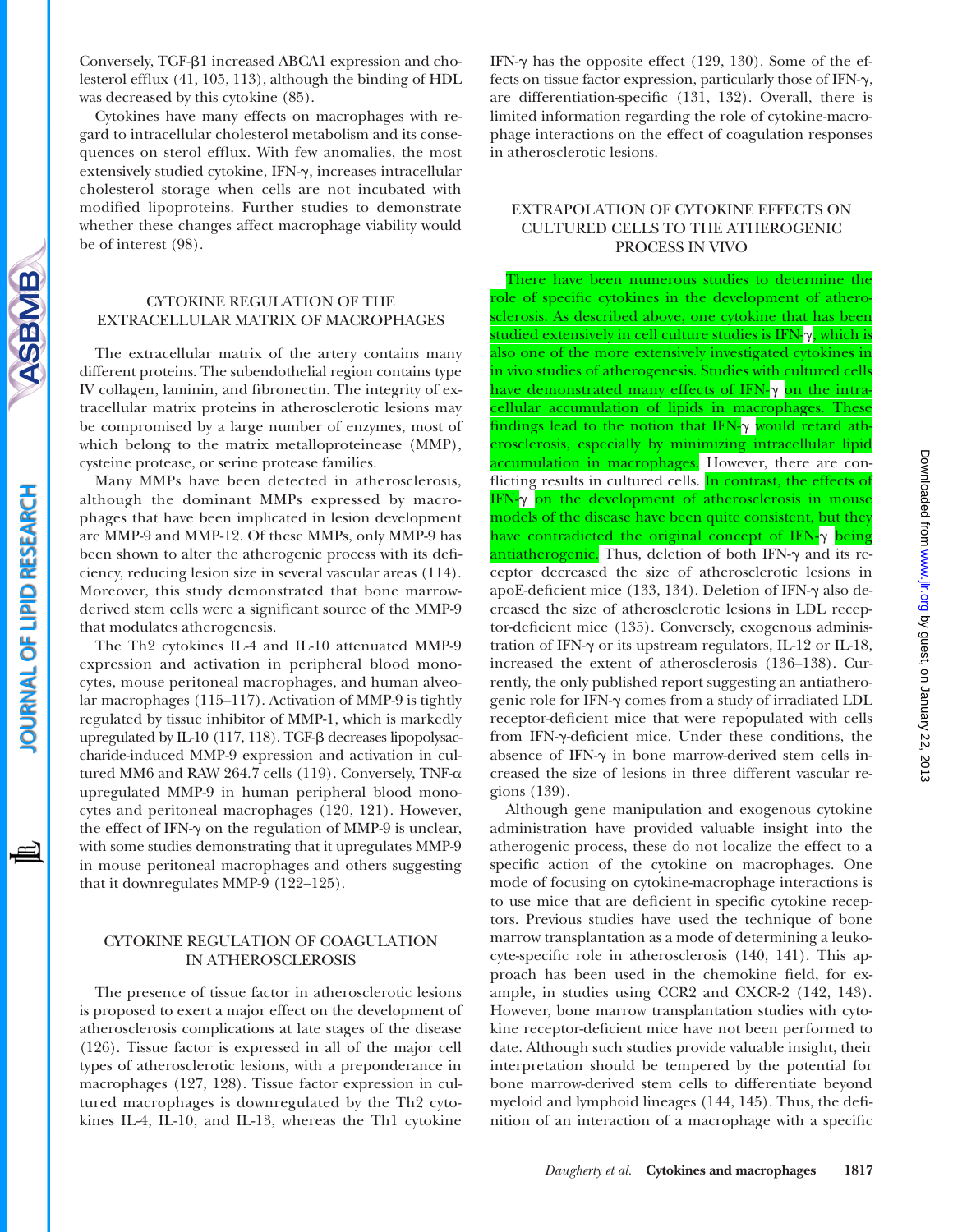Conversely, TGF-β1 increased ABCA1 expression and cholesterol efflux (41, 105, 113), although the binding of HDL was decreased by this cytokine (85).

Cytokines have many effects on macrophages with regard to intracellular cholesterol metabolism and its consequences on sterol efflux. With few anomalies, the most extensively studied cytokine, IFN-γ, increases intracellular cholesterol storage when cells are not incubated with modified lipoproteins. Further studies to demonstrate whether these changes affect macrophage viability would be of interest (98).

## CYTOKINE REGULATION OF THE EXTRACELLULAR MATRIX OF MACROPHAGES

The extracellular matrix of the artery contains many different proteins. The subendothelial region contains type IV collagen, laminin, and fibronectin. The integrity of extracellular matrix proteins in atherosclerotic lesions may be compromised by a large number of enzymes, most of which belong to the matrix metalloproteinease (MMP), cysteine protease, or serine protease families.

Many MMPs have been detected in atherosclerosis, although the dominant MMPs expressed by macrophages that have been implicated in lesion development are MMP-9 and MMP-12. Of these MMPs, only MMP-9 has been shown to alter the atherogenic process with its deficiency, reducing lesion size in several vascular areas (114). Moreover, this study demonstrated that bone marrow-derived stem cells were a significant source of the MMP-9 that modulates atherogenesis.

The Th2 cytokines IL-4 and IL-10 attenuated MMP-9 expression and activation in peripheral blood monocytes, mouse peritoneal macrophages, and human alveolar macrophages (115–117). Activation of MMP-9 is tightly regulated by tissue inhibitor of MMP-1, which is markedly upregulated by IL-10 (117, 118). TGF-β decreases lipopolysaccharide-induced MMP-9 expression and activation in cultured MM6 and RAW 264.7 cells (119). Conversely, TNF-α upregulated MMP-9 in human peripheral blood monocytes and peritoneal macrophages (120, 121). However, the effect of IFN-γ on the regulation of MMP-9 is unclear, with some studies demonstrating that it upregulates MMP-9 in mouse peritoneal macrophages and others suggesting that it downregulates MMP-9 (122–125).

## CYTOKINE REGULATION OF COAGULATION IN ATHEROSCLEROSIS

The presence of tissue factor in atherosclerotic lesions is proposed to exert a major effect on the development of atherosclerosis complications at late stages of the disease (126). Tissue factor is expressed in all of the major cell types of atherosclerotic lesions, with a preponderance in macrophages (127, 128). Tissue factor expression in cultured macrophages is downregulated by the Th2 cytokines IL-4, IL-10, and IL-13, whereas the Th1 cytokine IFN-γ has the opposite effect (129, 130). Some of the effects on tissue factor expression, particularly those of IFN-γ, are differentiation-specific (131, 132). Overall, there is limited information regarding the role of cytokine-macrophage interactions on the effect of coagulation responses in atherosclerotic lesions.

## EXTRAPOLATION OF CYTOKINE EFFECTS ON CULTURED CELLS TO THE ATHEROGENIC PROCESS IN VIVO

There have been numerous studies to determine the role of specific cytokines in the development of atherosclerosis. As described above, one cytokine that has been studied extensively in cell culture studies is IFN-γ, which is also one of the more extensively investigated cytokines in in vivo studies of atherogenesis. Studies with cultured cells have demonstrated many effects of IFN-γ on the intracellular accumulation of lipids in macrophages. These findings lead to the notion that IFN-γ would retard atherosclerosis, especially by minimizing intracellular lipid accumulation in macrophages. However, there are conflicting results in cultured cells. In contrast, the effects of IFN-γ on the development of atherosclerosis in mouse models of the disease have been quite consistent, but they have contradicted the original concept of IFN-γ being antiatherogenic. Thus, deletion of both IFN-γ and its receptor decreased the size of atherosclerotic lesions in apoE-deficient mice (133, 134). Deletion of IFN-γ also decreased the size of atherosclerotic lesions in LDL receptor-deficient mice (135). Conversely, exogenous administration of IFN-γ or its upstream regulators, IL-12 or IL-18, increased the extent of atherosclerosis (136–138). Currently, the only published report suggesting an antiatherogenic role for IFN-γ comes from a study of irradiated LDL receptor-deficient mice that were repopulated with cells from IFN-γ-deficient mice. Under these conditions, the absence of IFN-γ in bone marrow-derived stem cells increased the size of lesions in three different vascular regions (139).

Although gene manipulation and exogenous cytokine administration have provided valuable insight into the atherogenic process, these do not localize the effect to a specific action of the cytokine on macrophages. One mode of focusing on cytokine-macrophage interactions is to use mice that are deficient in specific cytokine receptors. Previous studies have used the technique of bone marrow transplantation as a mode of determining a leukocyte-specific role in atherosclerosis (140, 141). This approach has been used in the chemokine field, for example, in studies using CCR2 and CXCR-2 (142, 143). However, bone marrow transplantation studies with cytokine receptor-deficient mice have not been performed to date. Although such studies provide valuable insight, their interpretation should be tempered by the potential for bone marrow-derived stem cells to differentiate beyond myeloid and lymphoid lineages (144, 145). Thus, the definition of an interaction of a macrophage with a specific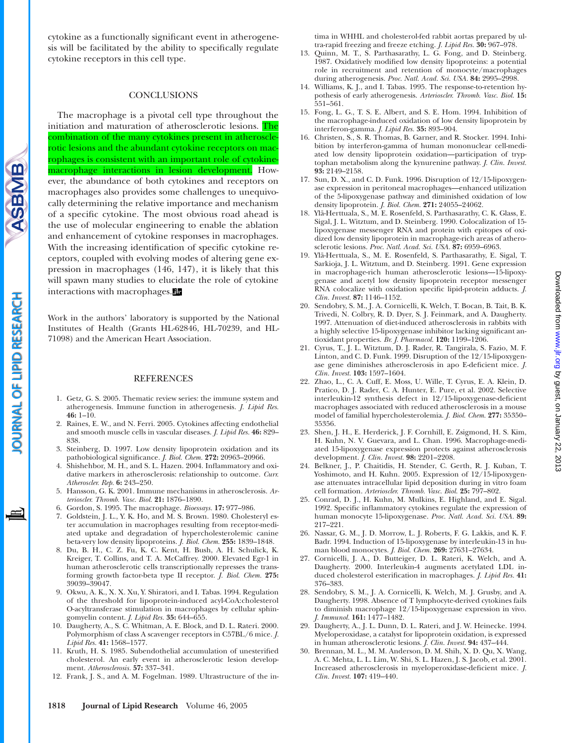cytokine as a functionally significant event in atherogenesis will be facilitated by the ability to specifically regulate cytokine receptors in this cell type.

## CONCLUSIONS

The macrophage is a pivotal cell type throughout the initiation and maturation of atherosclerotic lesions. The combination of the many cytokines present in atherosclerotic lesions and the abundant cytokine receptors on macrophages is consistent with an important role of cytokine-macrophage interactions in lesion development. However, the abundance of both cytokines and receptors on macrophages also provides some challenges to unequivocally determining the relative importance and mechanism of a specific cytokine. The most obvious road ahead is the use of molecular engineering to enable the ablation and enhancement of cytokine responses in macrophages. With the increasing identification of specific cytokine receptors, coupled with evolving modes of altering gene expression in macrophages (146, 147), it is likely that this will spawn many studies to elucidate the role of cytokine interactions with macrophages.

Work in the authors' laboratory is supported by the National Institutes of Health (Grants HL-62846, HL-70239, and HL-71098) and the American Heart Association.

## REFERENCES

1. Getz, G. S. 2005. Thematic review series: the immune system and atherogenesis. Immune function in atherogenesis. *J. Lipid Res.* **46:** 1–10.
2. Raines, E. W., and N. Ferri. 2005. Cytokines affecting endothelial and smooth muscle cells in vascular diseases. *J. Lipid Res.* **46:** 829–838.
3. Steinberg, D. 1997. Low density lipoprotein oxidation and its pathobiological significance. *J. Biol. Chem.* **272:** 20963–20966.
4. Shishehbor, M. H., and S. L. Hazen. 2004. Inflammatory and oxidative markers in atherosclerosis: relationship to outcome. *Curr. Atheroscler. Rep.* **6:** 243–250.
5. Hansson, G. K. 2001. Immune mechanisms in atherosclerosis. *Arterioscler. Thromb. Vasc. Biol.* **21:** 1876–1890.
6. Gordon, S. 1995. The macrophage. *Bioessays.* **17:** 977–986.
7. Goldstein, J. L., Y. K. Ho, and M. S. Brown. 1980. Cholesteryl ester accumulation in macrophages resulting from receptor-mediated uptake and degradation of hypercholesterolemic canine beta-very low density lipoproteins. *J. Biol. Chem.* **255:** 1839–1848.
8. Du, B. H., C. Z. Fu, K. C. Kent, H. Bush, A. H. Schulick, K. Kreiger, T. Collins, and T. A. McCaffrey. 2000. Elevated Egr-1 in human atherosclerotic cells transcriptionally represses the transforming growth factor-beta type II receptor. *J. Biol. Chem.* **275:** 39039–39047.
9. Okwu, A. K., X. X. Xu, Y. Shiratori, and I. Tabas. 1994. Regulation of the threshold for lipoprotein-induced acyl-CoA:cholesterol O-acyltransferase stimulation in macrophages by cellular sphingomyelin content. *J. Lipid Res.* **35:** 644–655.
10. Daugherty, A., S. C. Whitman, A. E. Block, and D. L. Rateri. 2000. Polymorphism of class A scavenger receptors in C57BL/6 mice. *J. Lipid Res.* **41:** 1568–1577.
11. Kruth, H. S. 1985. Subendothelial accumulation of unesterified cholesterol. An early event in atherosclerotic lesion development. *Atherosclerosis.* **57:** 337–341.
12. Frank, J. S., and A. M. Fogelman. 1989. Ultrastructure of the intima in WHHL and cholesterol-fed rabbit aortas prepared by ultra-rapid freezing and freeze etching. *J. Lipid Res.* **30:** 967–978.
13. Quinn, M. T., S. Parthasarathy, L. G. Fong, and D. Steinberg. 1987. Oxidatively modified low density lipoproteins: a potential role in recruitment and retention of monocyte/macrophages during atherogenesis. *Proc. Natl. Acad. Sci. USA.* **84:** 2995–2998.
14. Williams, K. J., and I. Tabas. 1995. The response-to-retention hypothesis of early atherogenesis. *Arterioscler. Thromb. Vasc. Biol.* **15:** 551–561.
15. Fong, L. G., T. S. E. Albert, and S. E. Hom. 1994. Inhibition of the macrophage-induced oxidation of low density lipoprotein by interferon-gamma. *J. Lipid Res.* **35:** 893–904.
16. Christen, S., S. R. Thomas, B. Garner, and R. Stocker. 1994. Inhibition by interferon-gamma of human mononuclear cell-mediated low density lipoprotein oxidation—participation of tryptophan metabolism along the kynurenine pathway. *J. Clin. Invest.* **93:** 2149–2158.
17. Sun, D. X., and C. D. Funk. 1996. Disruption of 12/15-lipoxygenase expression in peritoneal macrophages—enhanced utilization of the 5-lipoxygenase pathway and diminished oxidation of low density lipoprotein. *J. Biol. Chem.* **271:** 24055–24062.
18. Ylä-Herttuala, S., M. E. Rosenfeld, S. Parthasarathy, C. K. Glass, E. Sigal, J. L. Witztum, and D. Steinberg. 1990. Colocalization of 15-lipoxygenase messenger RNA and protein with epitopes of oxidized low density lipoprotein in macrophage-rich areas of atherosclerotic lesions. *Proc. Natl. Acad. Sci. USA.* **87:** 6959–6963.
19. Ylä-Herttuala, S., M. E. Rosenfeld, S. Parthasarathy, E. Sigal, T. Sarkioja, J. L. Witztum, and D. Steinberg. 1991. Gene expression in macrophage-rich human atherosclerotic lesions—15-lipoxygenase and acetyl low density lipoprotein receptor messenger RNA colocalize with oxidation specific lipid-protein adducts. *J. Clin. Invest.* **87:** 1146–1152.
20. Sendobry, S. M., J. A. Cornicelli, K. Welch, T. Bocan, B. Tait, B. K. Trivedi, N. Colbry, R. D. Dyer, S. J. Feinmark, and A. Daugherty. 1997. Attenuation of diet-induced atherosclerosis in rabbits with a highly selective 15-lipoxygenase inhibitor lacking significant antioxidant properties. *Br. J. Pharmacol.* **120:** 1199–1206.
21. Cyrus, T., J. L. Witztum, D. J. Rader, R. Tangirala, S. Fazio, M. F. Linton, and C. D. Funk. 1999. Disruption of the 12/15-lipoxygenase gene diminishes atherosclerosis in apo E-deficient mice. *J. Clin. Invest.* **103:** 1597–1604.
22. Zhao, L., C. A. Cuff, E. Moss, U. Wille, T. Cyrus, E. A. Klein, D. Pratico, D. J. Rader, C. A. Hunter, E. Pure, et al. 2002. Selective interleukin-12 synthesis defect in 12/15-lipoxygenase-deficient macrophages associated with reduced atherosclerosis in a mouse model of familial hypercholesterolemia. *J. Biol. Chem.* **277:** 35350–35356.
23. Shen, J. H., E. Herderick, J. F. Cornhill, E. Zsigmond, H. S. Kim, H. Kuhn, N. V. Guevara, and L. Chan. 1996. Macrophage-mediated 15-lipoxygenase expression protects against atherosclerosis development. *J. Clin. Invest.* **98:** 2201–2208.
24. Belkner, J., P. Chaitidis, H. Stender, C. Gerth, R. J. Kuban, T. Yoshimoto, and H. Kuhn. 2005. Expression of 12/15-lipoxygenase attenuates intracellular lipid deposition during in vitro foam cell formation. *Arterioscler. Thromb. Vasc. Biol.* **25:** 797–802.
25. Conrad, D. J., H. Kuhn, M. Mulkins, E. Highland, and E. Sigal. 1992. Specific inflammatory cytokines regulate the expression of human monocyte 15-lipoxygenase. *Proc. Natl. Acad. Sci. USA.* **89:** 217–221.
26. Nassar, G. M., J. D. Morrow, L. J. Roberts, F. G. Lakkis, and K. F. Badr. 1994. Induction of 15-lipoxygenase by interleukin-13 in human blood monocytes. *J. Biol. Chem.* **269:** 27631–27634.
27. Cornicelli, J. A., D. Butteiger, D. L. Rateri, K. Welch, and A. Daugherty. 2000. Interleukin-4 augments acetylated LDL induced cholesterol esterification in macrophages. *J. Lipid Res.* **41:** 376–383.
28. Sendobry, S. M., J. A. Cornicelli, K. Welch, M. J. Grusby, and A. Daugherty. 1998. Absence of T lymphocyte-derived cytokines fails to diminish macrophage 12/15-lipoxygenase expression in vivo. *J. Immunol.* **161:** 1477–1482.
29. Daugherty, A., J. L. Dunn, D. L. Rateri, and J. W. Heinecke. 1994. Myeloperoxidase, a catalyst for lipoprotein oxidation, is expressed in human atherosclerotic lesions. *J. Clin. Invest.* **94:** 437–444.
30. Brennan, M. L., M. M. Anderson, D. M. Shih, X. D. Qu, X. Wang, A. C. Mehta, L. L. Lim, W. Shi, S. L. Hazen, J. S. Jacob, et al. 2001. Increased atherosclerosis in myeloperoxidase-deficient mice. *J. Clin. Invest.* **107:** 419–430.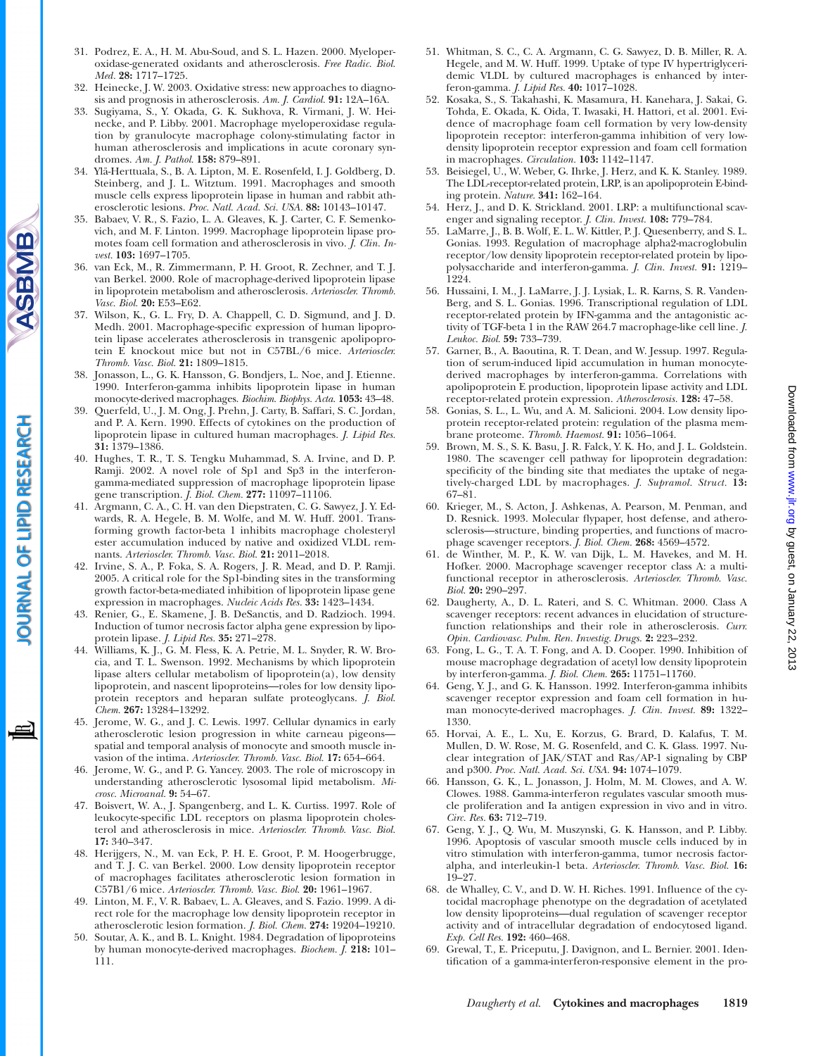31. Podrez, E. A., H. M. Abu-Soud, and S. L. Hazen. 2000. Myeloperoxidase-generated oxidants and atherosclerosis. *Free Radic. Biol. Med.* **28:** 1717–1725.
32. Heinecke, J. W. 2003. Oxidative stress: new approaches to diagnosis and prognosis in atherosclerosis. *Am. J. Cardiol.* **91:** 12A–16A.
33. Sugiyama, S., Y. Okada, G. K. Sukhova, R. Virmani, J. W. Heinecke, and P. Libby. 2001. Macrophage myeloperoxidase regulation by granulocyte macrophage colony-stimulating factor in human atherosclerosis and implications in acute coronary syndromes. *Am. J. Pathol.* **158:** 879–891.
34. Ylä-Herttuala, S., B. A. Lipton, M. E. Rosenfeld, I. J. Goldberg, D. Steinberg, and J. L. Witztum. 1991. Macrophages and smooth muscle cells express lipoprotein lipase in human and rabbit atherosclerotic lesions. *Proc. Natl. Acad. Sci. USA.* **88:** 10143–10147.
35. Babaev, V. R., S. Fazio, L. A. Gleaves, K. J. Carter, C. F. Semenkovich, and M. F. Linton. 1999. Macrophage lipoprotein lipase promotes foam cell formation and atherosclerosis in vivo. *J. Clin. Invest.* **103:** 1697–1705.
36. van Eck, M., R. Zimmermann, P. H. Groot, R. Zechner, and T. J. van Berkel. 2000. Role of macrophage-derived lipoprotein lipase in lipoprotein metabolism and atherosclerosis. *Arterioscler. Thromb. Vasc. Biol.* **20:** E53–E62.
37. Wilson, K., G. L. Fry, D. A. Chappell, C. D. Sigmund, and J. D. Medh. 2001. Macrophage-specific expression of human lipoprotein lipase accelerates atherosclerosis in transgenic apolipoprotein E knockout mice but not in C57BL/6 mice. *Arterioscler. Thromb. Vasc. Biol.* **21:** 1809–1815.
38. Jonasson, L., G. K. Hansson, G. Bondjers, L. Noe, and J. Etienne. 1990. Interferon-gamma inhibits lipoprotein lipase in human monocyte-derived macrophages. *Biochim. Biophys. Acta.* **1053:** 43–48.
39. Querfeld, U., J. M. Ong, J. Prehn, J. Carty, B. Saffari, S. C. Jordan, and P. A. Kern. 1990. Effects of cytokines on the production of lipoprotein lipase in cultured human macrophages. *J. Lipid Res.* **31:** 1379–1386.
40. Hughes, T. R., T. S. Tengku Muhammad, S. A. Irvine, and D. P. Ramji. 2002. A novel role of Sp1 and Sp3 in the interferon-gamma-mediated suppression of macrophage lipoprotein lipase gene transcription. *J. Biol. Chem.* **277:** 11097–11106.
41. Argmann, C. A., C. H. van den Diepstraten, C. G. Sawyez, J. Y. Edwards, R. A. Hegele, B. M. Wolfe, and M. W. Huff. 2001. Transforming growth factor-beta 1 inhibits macrophage cholesteryl ester accumulation induced by native and oxidized VLDL remnants. *Arterioscler. Thromb. Vasc. Biol.* **21:** 2011–2018.
42. Irvine, S. A., P. Foka, S. A. Rogers, J. R. Mead, and D. P. Ramji. 2005. A critical role for the Sp1-binding sites in the transforming growth factor-beta-mediated inhibition of lipoprotein lipase gene expression in macrophages. *Nucleic Acids Res.* **33:** 1423–1434.
43. Renier, G., E. Skamene, J. B. DeSanctis, and D. Radzioch. 1994. Induction of tumor necrosis factor alpha gene expression by lipoprotein lipase. *J. Lipid Res.* **35:** 271–278.
44. Williams, K. J., G. M. Fless, K. A. Petrie, M. L. Snyder, R. W. Brocia, and T. L. Swenson. 1992. Mechanisms by which lipoprotein lipase alters cellular metabolism of lipoprotein(a), low density lipoprotein, and nascent lipoproteins—roles for low density lipoprotein receptors and heparan sulfate proteoglycans. *J. Biol. Chem.* **267:** 13284–13292.
45. Jerome, W. G., and J. C. Lewis. 1997. Cellular dynamics in early atherosclerotic lesion progression in white carneau pigeons—spatial and temporal analysis of monocyte and smooth muscle invasion of the intima. *Arterioscler. Thromb. Vasc. Biol.* **17:** 654–664.
46. Jerome, W. G., and P. G. Yancey. 2003. The role of microscopy in understanding atherosclerotic lysosomal lipid metabolism. *Microsc. Microanal.* **9:** 54–67.
47. Boisvert, W. A., J. Spangenberg, and L. K. Curtiss. 1997. Role of leukocyte-specific LDL receptors on plasma lipoprotein cholesterol and atherosclerosis in mice. *Arterioscler. Thromb. Vasc. Biol.* **17:** 340–347.
48. Herijgers, N., M. van Eck, P. H. E. Groot, P. M. Hoogerbrugge, and T. J. C. van Berkel. 2000. Low density lipoprotein receptor of macrophages facilitates atherosclerotic lesion formation in C57Bl/6 mice. *Arterioscler. Thromb. Vasc. Biol.* **20:** 1961–1967.
49. Linton, M. F., V. R. Babaev, L. A. Gleaves, and S. Fazio. 1999. A direct role for the macrophage low density lipoprotein receptor in atherosclerotic lesion formation. *J. Biol. Chem.* **274:** 19204–19210.
50. Soutar, A. K., and B. L. Knight. 1984. Degradation of lipoproteins by human monocyte-derived macrophages. *Biochem. J.* **218:** 101–111.
51. Whitman, S. C., C. A. Argmann, C. G. Sawyez, D. B. Miller, R. A. Hegele, and M. W. Huff. 1999. Uptake of type IV hypertriglyceridemic VLDL by cultured macrophages is enhanced by interferon-gamma. *J. Lipid Res.* **40:** 1017–1028.
52. Kosaka, S., S. Takahashi, K. Masamura, H. Kanehara, J. Sakai, G. Tohda, E. Okada, K. Oida, T. Iwasaki, H. Hattori, et al. 2001. Evidence of macrophage foam cell formation by very low-density lipoprotein receptor: interferon-gamma inhibition of very low-density lipoprotein receptor expression and foam cell formation in macrophages. *Circulation.* **103:** 1142–1147.
53. Beisiegel, U., W. Weber, G. Ihrke, J. Herz, and K. K. Stanley. 1989. The LDL-receptor-related protein, LRP, is an apolipoprotein E-binding protein. *Nature.* **341:** 162–164.
54. Herz, J., and D. K. Strickland. 2001. LRP: a multifunctional scavenger and signaling receptor. *J. Clin. Invest.* **108:** 779–784.
55. LaMarre, J., B. B. Wolf, E. L. W. Kittler, P. J. Quesenberry, and S. L. Gonias. 1993. Regulation of macrophage alpha2-macroglobulin receptor/low density lipoprotein receptor-related protein by lipopolysaccharide and interferon-gamma. *J. Clin. Invest.* **91:** 1219–1224.
56. Hussaini, I. M., J. LaMarre, J. J. Lysiak, L. R. Karns, S. R. VandenBerg, and S. L. Gonias. 1996. Transcriptional regulation of LDL receptor-related protein by IFN-gamma and the antagonistic activity of TGF-beta 1 in the RAW 264.7 macrophage-like cell line. *J. Leukoc. Biol.* **59:** 733–739.
57. Garner, B., A. Baoutina, R. T. Dean, and W. Jessup. 1997. Regulation of serum-induced lipid accumulation in human monocyte-derived macrophages by interferon-gamma. Correlations with apolipoprotein E production, lipoprotein lipase activity and LDL receptor-related protein expression. *Atherosclerosis.* **128:** 47–58.
58. Gonias, S. L., L. Wu, and A. M. Salicioni. 2004. Low density lipoprotein receptor-related protein: regulation of the plasma membrane proteome. *Thromb. Haemost.* **91:** 1056–1064.
59. Brown, M. S., S. K. Basu, J. R. Falck, Y. K. Ho, and J. L. Goldstein. 1980. The scavenger cell pathway for lipoprotein degradation: specificity of the binding site that mediates the uptake of negatively-charged LDL by macrophages. *J. Supramol. Struct.* **13:** 67–81.
60. Krieger, M., S. Acton, J. Ashkenas, A. Pearson, M. Penman, and D. Resnick. 1993. Molecular flypaper, host defense, and atherosclerosis—structure, binding properties, and functions of macrophage scavenger receptors. *J. Biol. Chem.* **268:** 4569–4572.
61. de Winther, M. P., K. W. van Dijk, L. M. Havekes, and M. H. Hofker. 2000. Macrophage scavenger receptor class A: a multifunctional receptor in atherosclerosis. *Arterioscler. Thromb. Vasc. Biol.* **20:** 290–297.
62. Daugherty, A., D. L. Rateri, and S. C. Whitman. 2000. Class A scavenger receptors: recent advances in elucidation of structure-function relationships and their role in atherosclerosis. *Curr. Opin. Cardiovasc. Pulm. Ren. Investig. Drugs.* **2:** 223–232.
63. Fong, L. G., T. A. T. Fong, and A. D. Cooper. 1990. Inhibition of mouse macrophage degradation of acetyl low density lipoprotein by interferon-gamma. *J. Biol. Chem.* **265:** 11751–11760.
64. Geng, Y. J., and G. K. Hansson. 1992. Interferon-gamma inhibits scavenger receptor expression and foam cell formation in human monocyte-derived macrophages. *J. Clin. Invest.* **89:** 1322–1330.
65. Horvai, A. E., L. Xu, E. Korzus, G. Brard, D. Kalafus, T. M. Mullen, D. W. Rose, M. G. Rosenfeld, and C. K. Glass. 1997. Nuclear integration of JAK/STAT and Ras/AP-1 signaling by CBP and p300. *Proc. Natl. Acad. Sci. USA.* **94:** 1074–1079.
66. Hansson, G. K., L. Jonasson, J. Holm, M. M. Clowes, and A. W. Clowes. 1988. Gamma-interferon regulates vascular smooth muscle proliferation and Ia antigen expression in vivo and in vitro. *Circ. Res.* **63:** 712–719.
67. Geng, Y. J., Q. Wu, M. Muszynski, G. K. Hansson, and P. Libby. 1996. Apoptosis of vascular smooth muscle cells induced by in vitro stimulation with interferon-gamma, tumor necrosis factor-alpha, and interleukin-1 beta. *Arterioscler. Thromb. Vasc. Biol.* **16:** 19–27.
68. de Whalley, C. V., and D. W. H. Riches. 1991. Influence of the cytocidal macrophage phenotype on the degradation of acetylated low density lipoproteins—dual regulation of scavenger receptor activity and of intracellular degradation of endocytosed ligand. *Exp. Cell Res.* **192:** 460–468.
69. Grewal, T., E. Priceputu, J. Davignon, and L. Bernier. 2001. Identification of a gamma-interferon-responsive element in the pro-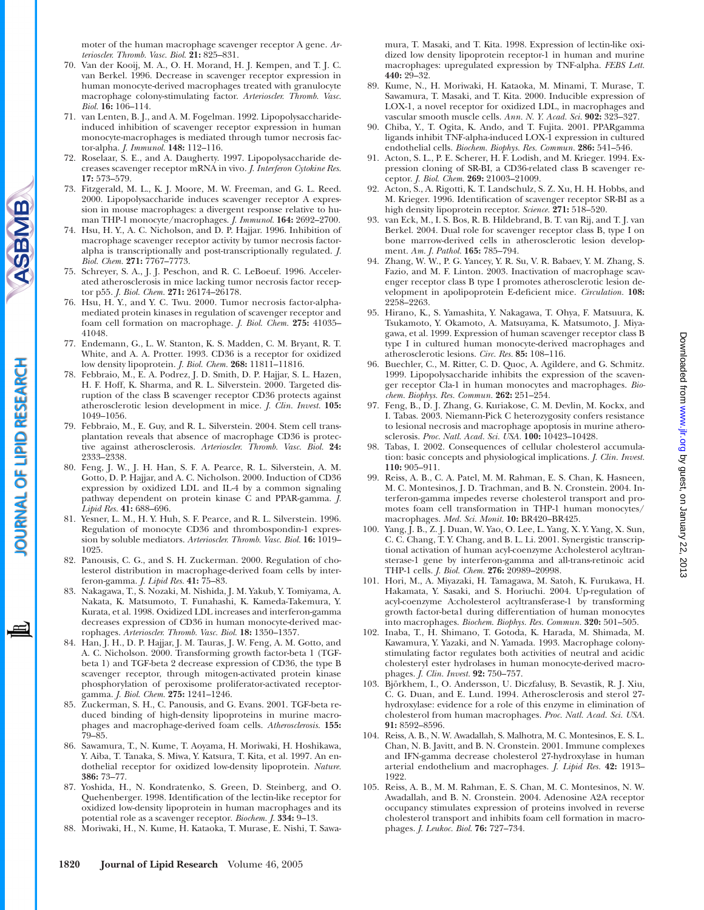moter of the human macrophage scavenger receptor A gene. *Arterioscler. Thromb. Vasc. Biol.* **21:** 825–831.

70. Van der Kooij, M. A., O. H. Morand, H. J. Kempen, and T. J. C. van Berkel. 1996. Decrease in scavenger receptor expression in human monocyte-derived macrophages treated with granulocyte macrophage colony-stimulating factor. *Arterioscler. Thromb. Vasc. Biol.* **16:** 106–114.
71. van Lenten, B. J., and A. M. Fogelman. 1992. Lipopolysaccharide-induced inhibition of scavenger receptor expression in human monocyte-macrophages is mediated through tumor necrosis factor-alpha. *J. Immunol.* **148:** 112–116.
72. Roselaar, S. E., and A. Daugherty. 1997. Lipopolysaccharide decreases scavenger receptor mRNA in vivo. *J. Interferon Cytokine Res.* **17:** 573–579.
73. Fitzgerald, M. L., K. J. Moore, M. W. Freeman, and G. L. Reed. 2000. Lipopolysaccharide induces scavenger receptor A expression in mouse macrophages: a divergent response relative to human THP-1 monocyte/macrophages. *J. Immunol.* **164:** 2692–2700.
74. Hsu, H. Y., A. C. Nicholson, and D. P. Hajjar. 1996. Inhibition of macrophage scavenger receptor activity by tumor necrosis factor-alpha is transcriptionally and post-transcriptionally regulated. *J. Biol. Chem.* **271:** 7767–7773.
75. Schreyer, S. A., J. J. Peschon, and R. C. LeBoeuf. 1996. Accelerated atherosclerosis in mice lacking tumor necrosis factor receptor p55. *J. Biol. Chem.* **271:** 26174–26178.
76. Hsu, H. Y., and Y. C. Twu. 2000. Tumor necrosis factor-alpha-mediated protein kinases in regulation of scavenger receptor and foam cell formation on macrophage. *J. Biol. Chem.* **275:** 41035–41048.
77. Endemann, G., L. W. Stanton, K. S. Madden, C. M. Bryant, R. T. White, and A. A. Protter. 1993. CD36 is a receptor for oxidized low density lipoprotein. *J. Biol. Chem.* **268:** 11811–11816.
78. Febbraio, M., E. A. Podrez, J. D. Smith, D. P. Hajjar, S. L. Hazen, H. F. Hoff, K. Sharma, and R. L. Silverstein. 2000. Targeted disruption of the class B scavenger receptor CD36 protects against atherosclerotic lesion development in mice. *J. Clin. Invest.* **105:** 1049–1056.
79. Febbraio, M., E. Guy, and R. L. Silverstein. 2004. Stem cell transplantation reveals that absence of macrophage CD36 is protective against atherosclerosis. *Arterioscler. Thromb. Vasc. Biol.* **24:** 2333–2338.
80. Feng, J. W., J. H. Han, S. F. A. Pearce, R. L. Silverstein, A. M. Gotto, D. P. Hajjar, and A. C. Nicholson. 2000. Induction of CD36 expression by oxidized LDL and IL-4 by a common signaling pathway dependent on protein kinase C and PPAR-gamma. *J. Lipid Res.* **41:** 688–696.
81. Yesner, L. M., H. Y. Huh, S. F. Pearce, and R. L. Silverstein. 1996. Regulation of monocyte CD36 and thrombospondin-1 expression by soluble mediators. *Arterioscler. Thromb. Vasc. Biol.* **16:** 1019–1025.
82. Panousis, C. G., and S. H. Zuckerman. 2000. Regulation of cholesterol distribution in macrophage-derived foam cells by interferon-gamma. *J. Lipid Res.* **41:** 75–83.
83. Nakagawa, T., S. Nozaki, M. Nishida, J. M. Yakub, Y. Tomiyama, A. Nakata, K. Matsumoto, T. Funahashi, K. Kameda-Takemura, Y. Kurata, et al. 1998. Oxidized LDL increases and interferon-gamma decreases expression of CD36 in human monocyte-derived macrophages. *Arterioscler. Thromb. Vasc. Biol.* **18:** 1350–1357.
84. Han, J. H., D. P. Hajjar, J. M. Tauras, J. W. Feng, A. M. Gotto, and A. C. Nicholson. 2000. Transforming growth factor-beta 1 (TGF-beta 1) and TGF-beta 2 decrease expression of CD36, the type B scavenger receptor, through mitogen-activated protein kinase phosphorylation of peroxisome proliferator-activated receptor-gamma. *J. Biol. Chem.* **275:** 1241–1246.
85. Zuckerman, S. H., C. Panousis, and G. Evans. 2001. TGF-beta reduced binding of high-density lipoproteins in murine macrophages and macrophage-derived foam cells. *Atherosclerosis.* **155:** 79–85.
86. Sawamura, T., N. Kume, T. Aoyama, H. Moriwaki, H. Hoshikawa, Y. Aiba, T. Tanaka, S. Miwa, Y. Katsura, T. Kita, et al. 1997. An endothelial receptor for oxidized low-density lipoprotein. *Nature.* **386:** 73–77.
87. Yoshida, H., N. Kondratenko, S. Green, D. Steinberg, and O. Quehenberger. 1998. Identification of the lectin-like receptor for oxidized low-density lipoprotein in human macrophages and its potential role as a scavenger receptor. *Biochem. J.* **334:** 9–13.
88. Moriwaki, H., N. Kume, H. Kataoka, T. Murase, E. Nishi, T. Sawamura, T. Masaki, and T. Kita. 1998. Expression of lectin-like oxidized low density lipoprotein receptor-1 in human and murine macrophages: upregulated expression by TNF-alpha. *FEBS Lett.* **440:** 29–32.
89. Kume, N., H. Moriwaki, H. Kataoka, M. Minami, T. Murase, T. Sawamura, T. Masaki, and T. Kita. 2000. Inducible expression of LOX-1, a novel receptor for oxidized LDL, in macrophages and vascular smooth muscle cells. *Ann. N. Y. Acad. Sci.* **902:** 323–327.
90. Chiba, Y., T. Ogita, K. Ando, and T. Fujita. 2001. PPARgamma ligands inhibit TNF-alpha-induced LOX-1 expression in cultured endothelial cells. *Biochem. Biophys. Res. Commun.* **286:** 541–546.
91. Acton, S. L., P. E. Scherer, H. F. Lodish, and M. Krieger. 1994. Expression cloning of SR-BI, a CD36-related class B scavenger receptor. *J. Biol. Chem.* **269:** 21003–21009.
92. Acton, S., A. Rigotti, K. T. Landschulz, S. Z. Xu, H. H. Hobbs, and M. Krieger. 1996. Identification of scavenger receptor SR-BI as a high density lipoprotein receptor. *Science.* **271:** 518–520.
93. van Eck, M., I. S. Bos, R. B. Hildebrand, B. T. van Rij, and T. J. van Berkel. 2004. Dual role for scavenger receptor class B, type I on bone marrow-derived cells in atherosclerotic lesion development. *Am. J. Pathol.* **165:** 785–794.
94. Zhang, W. W., P. G. Yancey, Y. R. Su, V. R. Babaev, Y. M. Zhang, S. Fazio, and M. F. Linton. 2003. Inactivation of macrophage scavenger receptor class B type I promotes atherosclerotic lesion development in apolipoprotein E-deficient mice. *Circulation.* **108:** 2258–2263.
95. Hirano, K., S. Yamashita, Y. Nakagawa, T. Ohya, F. Matsuura, K. Tsukamoto, Y. Okamoto, A. Matsuyama, K. Matsumoto, J. Miyagawa, et al. 1999. Expression of human scavenger receptor class B type I in cultured human monocyte-derived macrophages and atherosclerotic lesions. *Circ. Res.* **85:** 108–116.
96. Buechler, C., M. Ritter, C. D. Quoc, A. Agildere, and G. Schmitz. 1999. Lipopolysaccharide inhibits the expression of the scavenger receptor Cla-1 in human monocytes and macrophages. *Biochem. Biophys. Res. Commun.* **262:** 251–254.
97. Feng, B., D. J. Zhang, G. Kuriakose, C. M. Devlin, M. Kockx, and I. Tabas. 2003. Niemann-Pick C heterozygosity confers resistance to lesional necrosis and macrophage apoptosis in murine atherosclerosis. *Proc. Natl. Acad. Sci. USA.* **100:** 10423–10428.
98. Tabas, I. 2002. Consequences of cellular cholesterol accumulation: basic concepts and physiological implications. *J. Clin. Invest.* **110:** 905–911.
99. Reiss, A. B., C. A. Patel, M. M. Rahman, E. S. Chan, K. Hasneen, M. C. Montesinos, J. D. Trachman, and B. N. Cronstein. 2004. Interferon-gamma impedes reverse cholesterol transport and promotes foam cell transformation in THP-1 human monocytes/macrophages. *Med. Sci. Monit.* **10:** BR420–BR425.
100. Yang, J. B., Z. J. Duan, W. Yao, O. Lee, L. Yang, X. Y. Yang, X. Sun, C. C. Chang, T. Y. Chang, and B. L. Li. 2001. Synergistic transcriptional activation of human acyl-coenzyme A:cholesterol acyltransterase-1 gene by interferon-gamma and all-trans-retinoic acid THP-1 cells. *J. Biol. Chem.* **276:** 20989–20998.
101. Hori, M., A. Miyazaki, H. Tamagawa, M. Satoh, K. Furukawa, H. Hakamata, Y. Sasaki, and S. Horiuchi. 2004. Up-regulation of acyl-coenzyme A:cholesterol acyltransferase-1 by transforming growth factor-beta1 during differentiation of human monocytes into macrophages. *Biochem. Biophys. Res. Commun.* **320:** 501–505.
102. Inaba, T., H. Shimano, T. Gotoda, K. Harada, M. Shimada, M. Kawamura, Y. Yazaki, and N. Yamada. 1993. Macrophage colony-stimulating factor regulates both activities of neutral and acidic cholesteryl ester hydrolases in human monocyte-derived macrophages. *J. Clin. Invest.* **92:** 750–757.
103. Björkhem, I., O. Andersson, U. Diczfalusy, B. Sevastik, R. J. Xiu, C. G. Duan, and E. Lund. 1994. Atherosclerosis and sterol 27-hydroxylase: evidence for a role of this enzyme in elimination of cholesterol from human macrophages. *Proc. Natl. Acad. Sci. USA.* **91:** 8592–8596.
104. Reiss, A. B., N. W. Awadallah, S. Malhotra, M. C. Montesinos, E. S. L. Chan, N. B. Javitt, and B. N. Cronstein. 2001. Immune complexes and IFN-gamma decrease cholesterol 27-hydroxylase in human arterial endothelium and macrophages. *J. Lipid Res.* **42:** 1913–1922.
105. Reiss, A. B., M. M. Rahman, E. S. Chan, M. C. Montesinos, N. W. Awadallah, and B. N. Cronstein. 2004. Adenosine A2A receptor occupancy stimulates expression of proteins involved in reverse cholesterol transport and inhibits foam cell formation in macrophages. *J. Leukoc. Biol.* **76:** 727–734.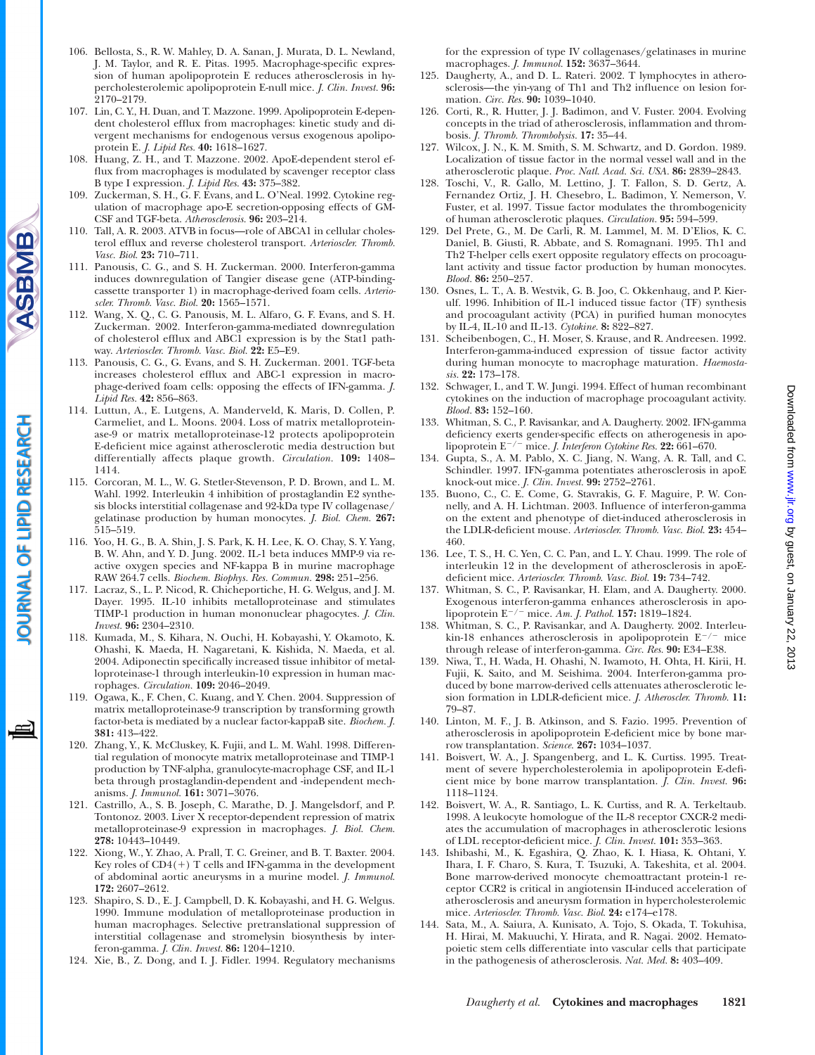106. Bellosta, S., R. W. Mahley, D. A. Sanan, J. Murata, D. L. Newland, J. M. Taylor, and R. E. Pitas. 1995. Macrophage-specific expression of human apolipoprotein E reduces atherosclerosis in hypercholesterolemic apolipoprotein E-null mice. *J. Clin. Invest.* **96:** 2170–2179.
107. Lin, C. Y., H. Duan, and T. Mazzone. 1999. Apolipoprotein E-dependent cholesterol efflux from macrophages: kinetic study and divergent mechanisms for endogenous versus exogenous apolipoprotein E. *J. Lipid Res.* **40:** 1618–1627.
108. Huang, Z. H., and T. Mazzone. 2002. ApoE-dependent sterol efflux from macrophages is modulated by scavenger receptor class B type I expression. *J. Lipid Res.* **43:** 375–382.
109. Zuckerman, S. H., G. F. Evans, and L. O'Neal. 1992. Cytokine regulation of macrophage apo-E secretion-opposing effects of GM-CSF and TGF-beta. *Atherosclerosis.* **96:** 203–214.
110. Tall, A. R. 2003. ATVB in focus—role of ABCA1 in cellular cholesterol efflux and reverse cholesterol transport. *Arterioscler. Thromb. Vasc. Biol.* **23:** 710–711.
111. Panousis, C. G., and S. H. Zuckerman. 2000. Interferon-gamma induces downregulation of Tangier disease gene (ATP-binding-cassette transporter 1) in macrophage-derived foam cells. *Arterioscler. Thromb. Vasc. Biol.* **20:** 1565–1571.
112. Wang, X. Q., C. G. Panousis, M. L. Alfaro, G. F. Evans, and S. H. Zuckerman. 2002. Interferon-gamma-mediated downregulation of cholesterol efflux and ABC1 expression is by the Stat1 pathway. *Arterioscler. Thromb. Vasc. Biol.* **22:** E5–E9.
113. Panousis, C. G., G. Evans, and S. H. Zuckerman. 2001. TGF-beta increases cholesterol efflux and ABC-1 expression in macrophage-derived foam cells: opposing the effects of IFN-gamma. *J. Lipid Res.* **42:** 856–863.
114. Luttun, A., E. Lutgens, A. Manderveld, K. Maris, D. Collen, P. Carmeliet, and L. Moons. 2004. Loss of matrix metalloproteinase-9 or matrix metalloproteinase-12 protects apolipoprotein E-deficient mice against atherosclerotic media destruction but differentially affects plaque growth. *Circulation.* **109:** 1408–1414.
115. Corcoran, M. L., W. G. Stetler-Stevenson, P. D. Brown, and L. M. Wahl. 1992. Interleukin 4 inhibition of prostaglandin E2 synthesis blocks interstitial collagenase and 92-kDa type IV collagenase/gelatinase production by human monocytes. *J. Biol. Chem.* **267:** 515–519.
116. Yoo, H. G., B. A. Shin, J. S. Park, K. H. Lee, K. O. Chay, S. Y. Yang, B. W. Ahn, and Y. D. Jung. 2002. IL-1 beta induces MMP-9 via reactive oxygen species and NF-kappa B in murine macrophage RAW 264.7 cells. *Biochem. Biophys. Res. Commun.* **298:** 251–256.
117. Lacraz, S., L. P. Nicod, R. Chicheportiche, H. G. Welgus, and J. M. Dayer. 1995. IL-10 inhibits metalloproteinase and stimulates TIMP-1 production in human mononuclear phagocytes. *J. Clin. Invest.* **96:** 2304–2310.
118. Kumada, M., S. Kihara, N. Ouchi, H. Kobayashi, Y. Okamoto, K. Ohashi, K. Maeda, H. Nagaretani, K. Kishida, N. Maeda, et al. 2004. Adiponectin specifically increased tissue inhibitor of metalloproteinase-1 through interleukin-10 expression in human macrophages. *Circulation.* **109:** 2046–2049.
119. Ogawa, K., F. Chen, C. Kuang, and Y. Chen. 2004. Suppression of matrix metalloproteinase-9 transcription by transforming growth factor-beta is mediated by a nuclear factor-kappaB site. *Biochem. J.* **381:** 413–422.
120. Zhang, Y., K. McCluskey, K. Fujii, and L. M. Wahl. 1998. Differential regulation of monocyte matrix metalloproteinase and TIMP-1 production by TNF-alpha, granulocyte-macrophage CSF, and IL-1 beta through prostaglandin-dependent and -independent mechanisms. *J. Immunol.* **161:** 3071–3076.
121. Castrillo, A., S. B. Joseph, C. Marathe, D. J. Mangelsdorf, and P. Tontonoz. 2003. Liver X receptor-dependent repression of matrix metalloproteinase-9 expression in macrophages. *J. Biol. Chem.* **278:** 10443–10449.
122. Xiong, W., Y. Zhao, A. Prall, T. C. Greiner, and B. T. Baxter. 2004. Key roles of CD4(+) T cells and IFN-gamma in the development of abdominal aortic aneurysms in a murine model. *J. Immunol.* **172:** 2607–2612.
123. Shapiro, S. D., E. J. Campbell, D. K. Kobayashi, and H. G. Welgus. 1990. Immune modulation of metalloproteinase production in human macrophages. Selective pretranslational suppression of interstitial collagenase and stromelysin biosynthesis by interferon-gamma. *J. Clin. Invest.* **86:** 1204–1210.
124. Xie, B., Z. Dong, and I. J. Fidler. 1994. Regulatory mechanisms for the expression of type IV collagenases/gelatinases in murine macrophages. *J. Immunol.* **152:** 3637–3644.
125. Daugherty, A., and D. L. Rateri. 2002. T lymphocytes in atherosclerosis—the yin-yang of Th1 and Th2 influence on lesion formation. *Circ. Res.* **90:** 1039–1040.
126. Corti, R., R. Hutter, J. J. Badimon, and V. Fuster. 2004. Evolving concepts in the triad of atherosclerosis, inflammation and thrombosis. *J. Thromb. Thrombolysis.* **17:** 35–44.
127. Wilcox, J. N., K. M. Smith, S. M. Schwartz, and D. Gordon. 1989. Localization of tissue factor in the normal vessel wall and in the atherosclerotic plaque. *Proc. Natl. Acad. Sci. USA.* **86:** 2839–2843.
128. Toschi, V., R. Gallo, M. Lettino, J. T. Fallon, S. D. Gertz, A. Fernandez Ortiz, J. H. Chesebro, L. Badimon, Y. Nemerson, V. Fuster, et al. 1997. Tissue factor modulates the thrombogenicity of human atherosclerotic plaques. *Circulation.* **95:** 594–599.
129. Del Prete, G., M. De Carli, R. M. Lammel, M. M. D'Elios, K. C. Daniel, B. Giusti, R. Abbate, and S. Romagnani. 1995. Th1 and Th2 T-helper cells exert opposite regulatory effects on procoagulant activity and tissue factor production by human monocytes. *Blood.* **86:** 250–257.
130. Osnes, L. T., A. B. Westvik, G. B. Joo, C. Okkenhaug, and P. Kierulf. 1996. Inhibition of IL-1 induced tissue factor (TF) synthesis and procoagulant activity (PCA) in purified human monocytes by IL-4, IL-10 and IL-13. *Cytokine.* **8:** 822–827.
131. Scheibenbogen, C., H. Moser, S. Krause, and R. Andreesen. 1992. Interferon-gamma-induced expression of tissue factor activity during human monocyte to macrophage maturation. *Haemostasis.* **22:** 173–178.
132. Schwager, I., and T. W. Jungi. 1994. Effect of human recombinant cytokines on the induction of macrophage procoagulant activity. *Blood.* **83:** 152–160.
133. Whitman, S. C., P. Ravisankar, and A. Daugherty. 2002. IFN-gamma deficiency exerts gender-specific effects on atherogenesis in apolipoprotein $E^{-/-}$ mice. *J. Interferon Cytokine Res.* **22:** 661–670.
134. Gupta, S., A. M. Pablo, X. C. Jiang, N. Wang, A. R. Tall, and C. Schindler. 1997. IFN-gamma potentiates atherosclerosis in apoE knock-out mice. *J. Clin. Invest.* **99:** 2752–2761.
135. Buono, C., C. E. Come, G. Stavrakis, G. F. Maguire, P. W. Connelly, and A. H. Lichtman. 2003. Influence of interferon-gamma on the extent and phenotype of diet-induced atherosclerosis in the LDLR-deficient mouse. *Arterioscler. Thromb. Vasc. Biol.* **23:** 454–460.
136. Lee, T. S., H. C. Yen, C. C. Pan, and L. Y. Chau. 1999. The role of interleukin 12 in the development of atherosclerosis in apoE-deficient mice. *Arterioscler. Thromb. Vasc. Biol.* **19:** 734–742.
137. Whitman, S. C., P. Ravisankar, H. Elam, and A. Daugherty. 2000. Exogenous interferon-gamma enhances atherosclerosis in apolipoprotein $E^{-/-}$ mice. *Am. J. Pathol.* **157:** 1819–1824.
138. Whitman, S. C., P. Ravisankar, and A. Daugherty. 2002. Interleukin-18 enhances atherosclerosis in apolipoprotein $E^{-/-}$ mice through release of interferon-gamma. *Circ. Res.* **90:** E34–E38.
139. Niwa, T., H. Wada, H. Ohashi, N. Iwamoto, H. Ohta, H. Kirii, H. Fujii, K. Saito, and M. Seishima. 2004. Interferon-gamma produced by bone marrow-derived cells attenuates atherosclerotic lesion formation in LDLR-deficient mice. *J. Atheroscler. Thromb.* **11:** 79–87.
140. Linton, M. F., J. B. Atkinson, and S. Fazio. 1995. Prevention of atherosclerosis in apolipoprotein E-deficient mice by bone marrow transplantation. *Science.* **267:** 1034–1037.
141. Boisvert, W. A., J. Spangenberg, and L. K. Curtiss. 1995. Treatment of severe hypercholesterolemia in apolipoprotein E-deficient mice by bone marrow transplantation. *J. Clin. Invest.* **96:** 1118–1124.
142. Boisvert, W. A., R. Santiago, L. K. Curtiss, and R. A. Terkeltaub. 1998. A leukocyte homologue of the IL-8 receptor CXCR-2 mediates the accumulation of macrophages in atherosclerotic lesions of LDL receptor-deficient mice. *J. Clin. Invest.* **101:** 353–363.
143. Ishibashi, M., K. Egashira, Q. Zhao, K. I. Hiasa, K. Ohtani, Y. Ihara, I. F. Charo, S. Kura, T. Tsuzuki, A. Takeshita, et al. 2004. Bone marrow-derived monocyte chemoattractant protein-1 receptor CCR2 is critical in angiotensin II-induced acceleration of atherosclerosis and aneurysm formation in hypercholesterolemic mice. *Arterioscler. Thromb. Vasc. Biol.* **24:** e174–e178.
144. Sata, M., A. Saiura, A. Kunisato, A. Tojo, S. Okada, T. Tokuhisa, H. Hirai, M. Makuuchi, Y. Hirata, and R. Nagai. 2002. Hematopoietic stem cells differentiate into vascular cells that participate in the pathogenesis of atherosclerosis. *Nat. Med.* **8:** 403–409.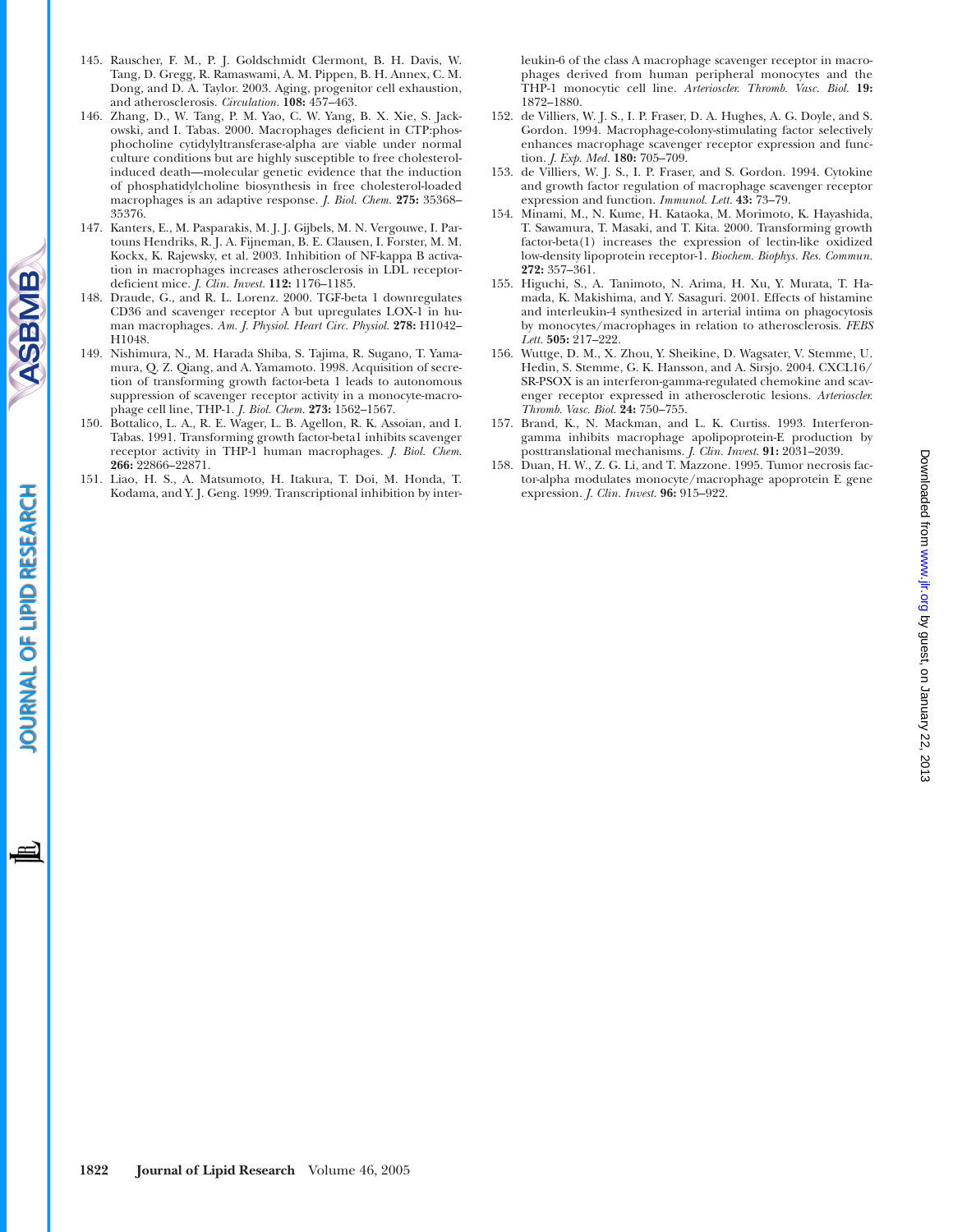145. Rauscher, F. M., P. J. Goldschmidt Clermont, B. H. Davis, W. Tang, D. Gregg, R. Ramaswami, A. M. Pippen, B. H. Annex, C. M. Dong, and D. A. Taylor. 2003. Aging, progenitor cell exhaustion, and atherosclerosis. *Circulation.* **108:** 457–463.
146. Zhang, D., W. Tang, P. M. Yao, C. W. Yang, B. X. Xie, S. Jackowski, and I. Tabas. 2000. Macrophages deficient in CTP:phosphocholine cytidylyltransferase-alpha are viable under normal culture conditions but are highly susceptible to free cholesterol-induced death—molecular genetic evidence that the induction of phosphatidylcholine biosynthesis in free cholesterol-loaded macrophages is an adaptive response. *J. Biol. Chem.* **275:** 35368–35376.
147. Kanters, E., M. Pasparakis, M. J. J. Gijbels, M. N. Vergouwe, I. Partouns Hendriks, R. J. A. Fijneman, B. E. Clausen, I. Forster, M. M. Kockx, K. Rajewsky, et al. 2003. Inhibition of NF-kappa B activation in macrophages increases atherosclerosis in LDL receptor-deficient mice. *J. Clin. Invest.* **112:** 1176–1185.
148. Draude, G., and R. L. Lorenz. 2000. TGF-beta 1 downregulates CD36 and scavenger receptor A but upregulates LOX-1 in human macrophages. *Am. J. Physiol. Heart Circ. Physiol.* **278:** H1042–H1048.
149. Nishimura, N., M. Harada Shiba, S. Tajima, R. Sugano, T. Yamamura, Q. Z. Qiang, and A. Yamamoto. 1998. Acquisition of secretion of transforming growth factor-beta 1 leads to autonomous suppression of scavenger receptor activity in a monocyte-macrophage cell line, THP-1. *J. Biol. Chem.* **273:** 1562–1567.
150. Bottalico, L. A., R. E. Wager, L. B. Agellon, R. K. Assoian, and I. Tabas. 1991. Transforming growth factor-beta1 inhibits scavenger receptor activity in THP-1 human macrophages. *J. Biol. Chem.* **266:** 22866–22871.
151. Liao, H. S., A. Matsumoto, H. Itakura, T. Doi, M. Honda, T. Kodama, and Y. J. Geng. 1999. Transcriptional inhibition by interleukin-6 of the class A macrophage scavenger receptor in macrophages derived from human peripheral monocytes and the THP-1 monocytic cell line. *Arterioscler. Thromb. Vasc. Biol.* **19:** 1872–1880.
152. de Villiers, W. J. S., I. P. Fraser, D. A. Hughes, A. G. Doyle, and S. Gordon. 1994. Macrophage-colony-stimulating factor selectively enhances macrophage scavenger receptor expression and function. *J. Exp. Med.* **180:** 705–709.
153. de Villiers, W. J. S., I. P. Fraser, and S. Gordon. 1994. Cytokine and growth factor regulation of macrophage scavenger receptor expression and function. *Immunol. Lett.* **43:** 73–79.
154. Minami, M., N. Kume, H. Kataoka, M. Morimoto, K. Hayashida, T. Sawamura, T. Masaki, and T. Kita. 2000. Transforming growth factor-beta(1) increases the expression of lectin-like oxidized low-density lipoprotein receptor-1. *Biochem. Biophys. Res. Commun.* **272:** 357–361.
155. Higuchi, S., A. Tanimoto, N. Arima, H. Xu, Y. Murata, T. Hamada, K. Makishima, and Y. Sasaguri. 2001. Effects of histamine and interleukin-4 synthesized in arterial intima on phagocytosis by monocytes/macrophages in relation to atherosclerosis. *FEBS Lett.* **505:** 217–222.
156. Wuttge, D. M., X. Zhou, Y. Sheikine, D. Wagsater, V. Stemme, U. Hedin, S. Stemme, G. K. Hansson, and A. Sirsjo. 2004. CXCL16/SR-PSOX is an interferon-gamma-regulated chemokine and scavenger receptor expressed in atherosclerotic lesions. *Arterioscler. Thromb. Vasc. Biol.* **24:** 750–755.
157. Brand, K., N. Mackman, and L. K. Curtiss. 1993. Interferon-gamma inhibits macrophage apolipoprotein-E production by posttranslational mechanisms. *J. Clin. Invest.* **91:** 2031–2039.
158. Duan, H. W., Z. G. Li, and T. Mazzone. 1995. Tumor necrosis factor-alpha modulates monocyte/macrophage apoprotein E gene expression. *J. Clin. Invest.* **96:** 915–922.